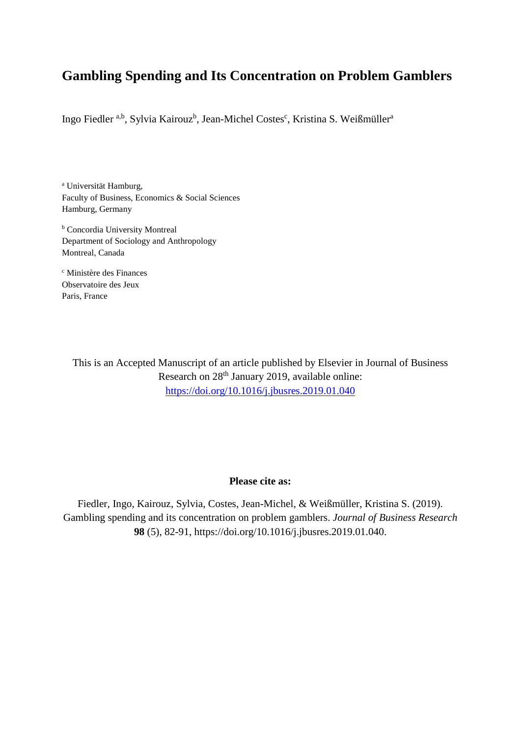# Gambling Spending and Its Concentration on Problem Gamblers

Ingo Fiedler [a,b], Sylvia Kairouz[b], Jean-Michel Costes[c], Kristina S. Weißmüller[a]

[a] Universität Hamburg,
Faculty of Business, Economics & Social Sciences
Hamburg, Germany

[b] Concordia University Montreal
Department of Sociology and Anthropology
Montreal, Canada

[c] Ministère des Finances
Observatoire des Jeux
Paris, France

This is an Accepted Manuscript of an article published by Elsevier in Journal of Business Research on 28th January 2019, available online: https://doi.org/10.1016/j.jbusres.2019.01.040

**Please cite as:**

Fiedler, Ingo, Kairouz, Sylvia, Costes, Jean-Michel, & Weißmüller, Kristina S. (2019). Gambling spending and its concentration on problem gamblers. *Journal of Business Research* **98** (5), 82-91, https://doi.org/10.1016/j.jbusres.2019.01.040.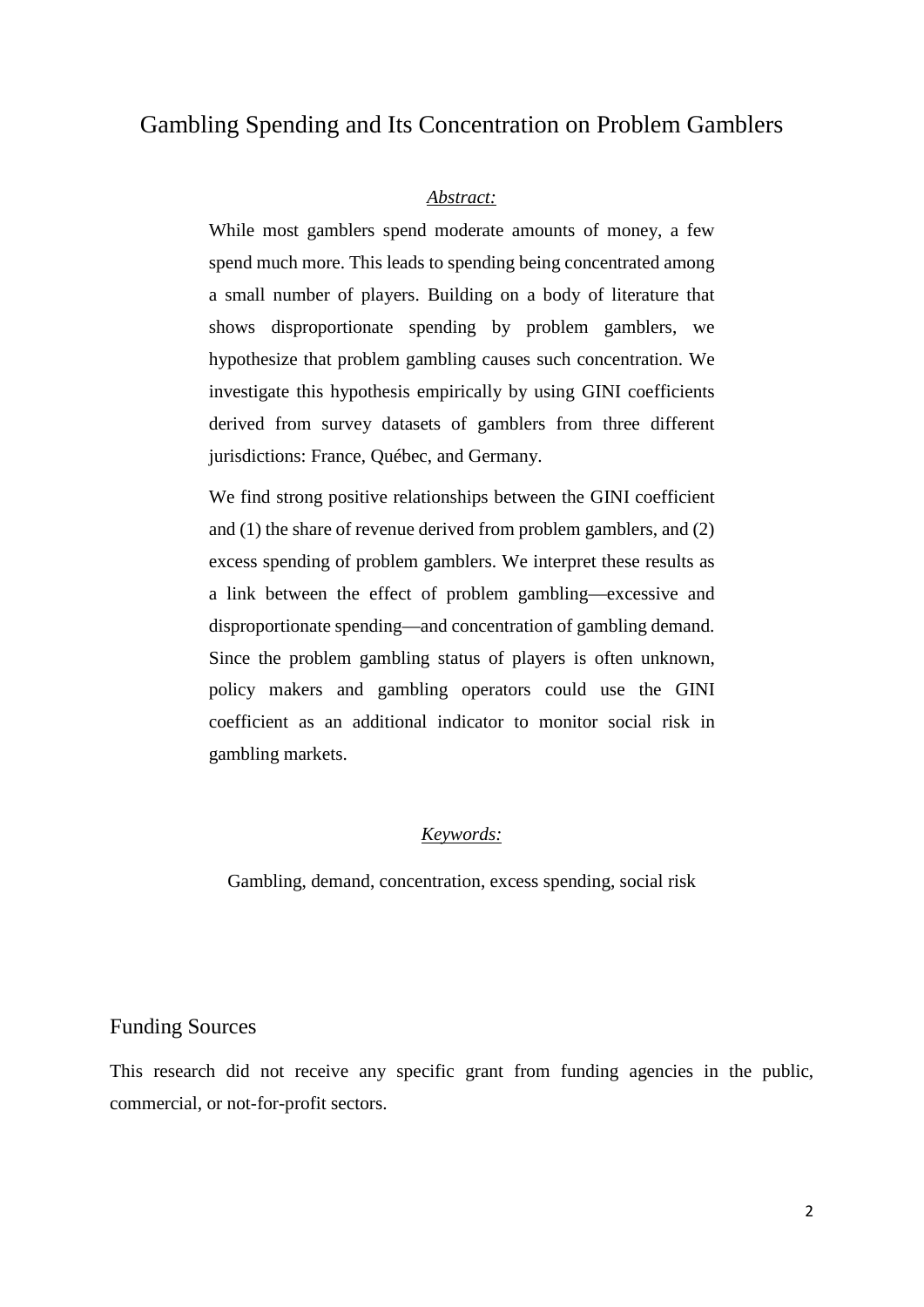# Gambling Spending and Its Concentration on Problem Gamblers

*Abstract:*

While most gamblers spend moderate amounts of money, a few spend much more. This leads to spending being concentrated among a small number of players. Building on a body of literature that shows disproportionate spending by problem gamblers, we hypothesize that problem gambling causes such concentration. We investigate this hypothesis empirically by using GINI coefficients derived from survey datasets of gamblers from three different jurisdictions: France, Québec, and Germany.

We find strong positive relationships between the GINI coefficient and (1) the share of revenue derived from problem gamblers, and (2) excess spending of problem gamblers. We interpret these results as a link between the effect of problem gambling—excessive and disproportionate spending—and concentration of gambling demand. Since the problem gambling status of players is often unknown, policy makers and gambling operators could use the GINI coefficient as an additional indicator to monitor social risk in gambling markets.

*Keywords:*

Gambling, demand, concentration, excess spending, social risk

## Funding Sources

This research did not receive any specific grant from funding agencies in the public, commercial, or not-for-profit sectors.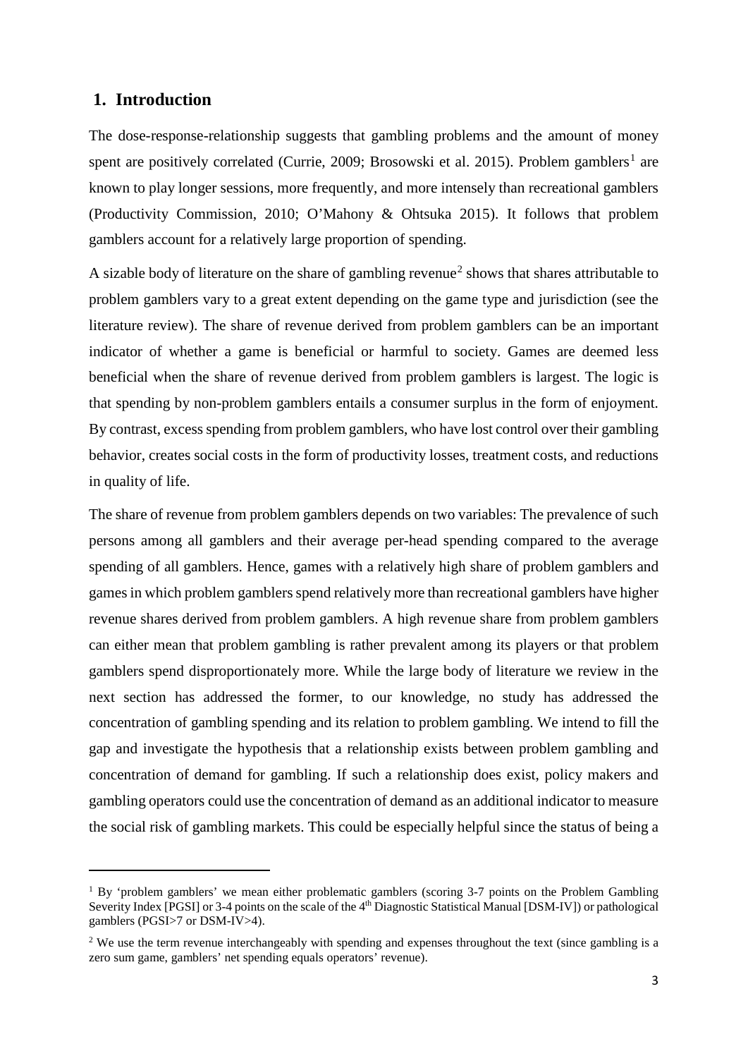## 1. Introduction

The dose-response-relationship suggests that gambling problems and the amount of money spent are positively correlated (Currie, 2009; Brosowski et al. 2015). Problem gamblers[1] are known to play longer sessions, more frequently, and more intensely than recreational gamblers (Productivity Commission, 2010; O'Mahony & Ohtsuka 2015). It follows that problem gamblers account for a relatively large proportion of spending.

A sizable body of literature on the share of gambling revenue[2] shows that shares attributable to problem gamblers vary to a great extent depending on the game type and jurisdiction (see the literature review). The share of revenue derived from problem gamblers can be an important indicator of whether a game is beneficial or harmful to society. Games are deemed less beneficial when the share of revenue derived from problem gamblers is largest. The logic is that spending by non-problem gamblers entails a consumer surplus in the form of enjoyment. By contrast, excess spending from problem gamblers, who have lost control over their gambling behavior, creates social costs in the form of productivity losses, treatment costs, and reductions in quality of life.

The share of revenue from problem gamblers depends on two variables: The prevalence of such persons among all gamblers and their average per-head spending compared to the average spending of all gamblers. Hence, games with a relatively high share of problem gamblers and games in which problem gamblers spend relatively more than recreational gamblers have higher revenue shares derived from problem gamblers. A high revenue share from problem gamblers can either mean that problem gambling is rather prevalent among its players or that problem gamblers spend disproportionately more. While the large body of literature we review in the next section has addressed the former, to our knowledge, no study has addressed the concentration of gambling spending and its relation to problem gambling. We intend to fill the gap and investigate the hypothesis that a relationship exists between problem gambling and concentration of demand for gambling. If such a relationship does exist, policy makers and gambling operators could use the concentration of demand as an additional indicator to measure the social risk of gambling markets. This could be especially helpful since the status of being a

---

[1] By 'problem gamblers' we mean either problematic gamblers (scoring 3-7 points on the Problem Gambling Severity Index [PGSI] or 3-4 points on the scale of the 4th Diagnostic Statistical Manual [DSM-IV]) or pathological gamblers (PGSI>7 or DSM-IV>4).

[2] We use the term revenue interchangeably with spending and expenses throughout the text (since gambling is a zero sum game, gamblers' net spending equals operators' revenue).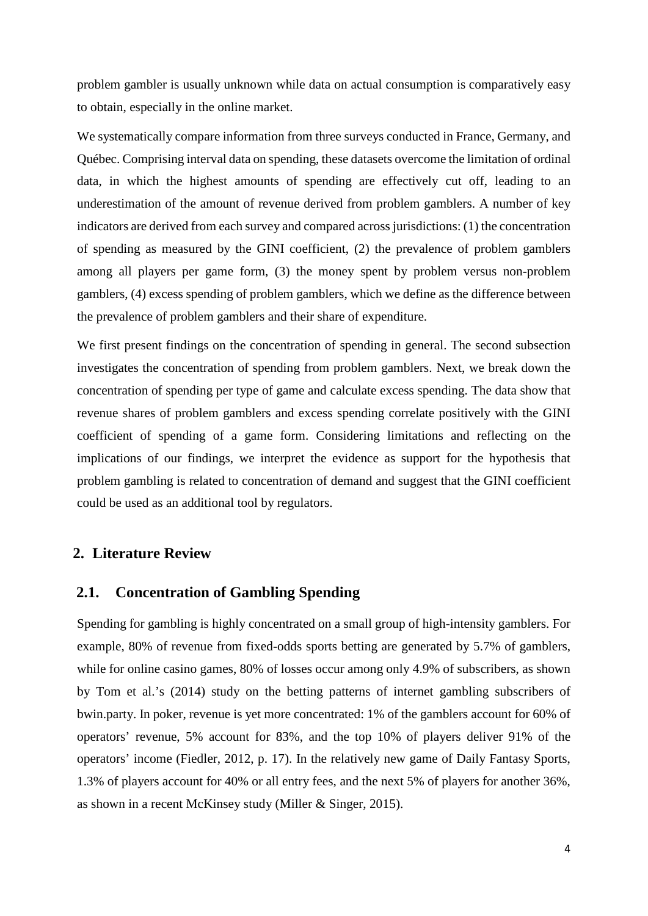problem gambler is usually unknown while data on actual consumption is comparatively easy to obtain, especially in the online market.

We systematically compare information from three surveys conducted in France, Germany, and Québec. Comprising interval data on spending, these datasets overcome the limitation of ordinal data, in which the highest amounts of spending are effectively cut off, leading to an underestimation of the amount of revenue derived from problem gamblers. A number of key indicators are derived from each survey and compared across jurisdictions: (1) the concentration of spending as measured by the GINI coefficient, (2) the prevalence of problem gamblers among all players per game form, (3) the money spent by problem versus non-problem gamblers, (4) excess spending of problem gamblers, which we define as the difference between the prevalence of problem gamblers and their share of expenditure.

We first present findings on the concentration of spending in general. The second subsection investigates the concentration of spending from problem gamblers. Next, we break down the concentration of spending per type of game and calculate excess spending. The data show that revenue shares of problem gamblers and excess spending correlate positively with the GINI coefficient of spending of a game form. Considering limitations and reflecting on the implications of our findings, we interpret the evidence as support for the hypothesis that problem gambling is related to concentration of demand and suggest that the GINI coefficient could be used as an additional tool by regulators.

## 2. Literature Review

### 2.1. Concentration of Gambling Spending

Spending for gambling is highly concentrated on a small group of high-intensity gamblers. For example, 80% of revenue from fixed-odds sports betting are generated by 5.7% of gamblers, while for online casino games, 80% of losses occur among only 4.9% of subscribers, as shown by Tom et al.'s (2014) study on the betting patterns of internet gambling subscribers of bwin.party. In poker, revenue is yet more concentrated: 1% of the gamblers account for 60% of operators' revenue, 5% account for 83%, and the top 10% of players deliver 91% of the operators' income (Fiedler, 2012, p. 17). In the relatively new game of Daily Fantasy Sports, 1.3% of players account for 40% or all entry fees, and the next 5% of players for another 36%, as shown in a recent McKinsey study (Miller & Singer, 2015).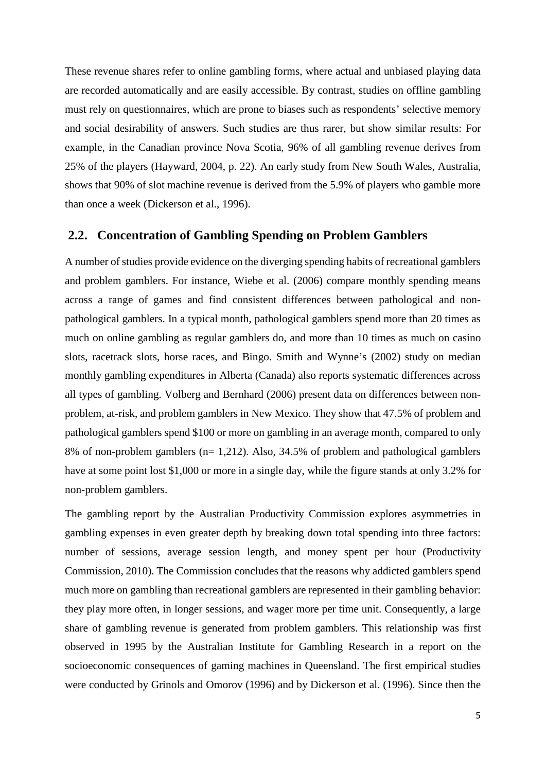These revenue shares refer to online gambling forms, where actual and unbiased playing data are recorded automatically and are easily accessible. By contrast, studies on offline gambling must rely on questionnaires, which are prone to biases such as respondents' selective memory and social desirability of answers. Such studies are thus rarer, but show similar results: For example, in the Canadian province Nova Scotia, 96% of all gambling revenue derives from 25% of the players (Hayward, 2004, p. 22). An early study from New South Wales, Australia, shows that 90% of slot machine revenue is derived from the 5.9% of players who gamble more than once a week (Dickerson et al., 1996).

## 2.2. Concentration of Gambling Spending on Problem Gamblers

A number of studies provide evidence on the diverging spending habits of recreational gamblers and problem gamblers. For instance, Wiebe et al. (2006) compare monthly spending means across a range of games and find consistent differences between pathological and non-pathological gamblers. In a typical month, pathological gamblers spend more than 20 times as much on online gambling as regular gamblers do, and more than 10 times as much on casino slots, racetrack slots, horse races, and Bingo. Smith and Wynne's (2002) study on median monthly gambling expenditures in Alberta (Canada) also reports systematic differences across all types of gambling. Volberg and Bernhard (2006) present data on differences between non-problem, at-risk, and problem gamblers in New Mexico. They show that 47.5% of problem and pathological gamblers spend $100 or more on gambling in an average month, compared to only 8% of non-problem gamblers (n= 1,212). Also, 34.5% of problem and pathological gamblers have at some point lost $1,000 or more in a single day, while the figure stands at only 3.2% for non-problem gamblers.

The gambling report by the Australian Productivity Commission explores asymmetries in gambling expenses in even greater depth by breaking down total spending into three factors: number of sessions, average session length, and money spent per hour (Productivity Commission, 2010). The Commission concludes that the reasons why addicted gamblers spend much more on gambling than recreational gamblers are represented in their gambling behavior: they play more often, in longer sessions, and wager more per time unit. Consequently, a large share of gambling revenue is generated from problem gamblers. This relationship was first observed in 1995 by the Australian Institute for Gambling Research in a report on the socioeconomic consequences of gaming machines in Queensland. The first empirical studies were conducted by Grinols and Omorov (1996) and by Dickerson et al. (1996). Since then the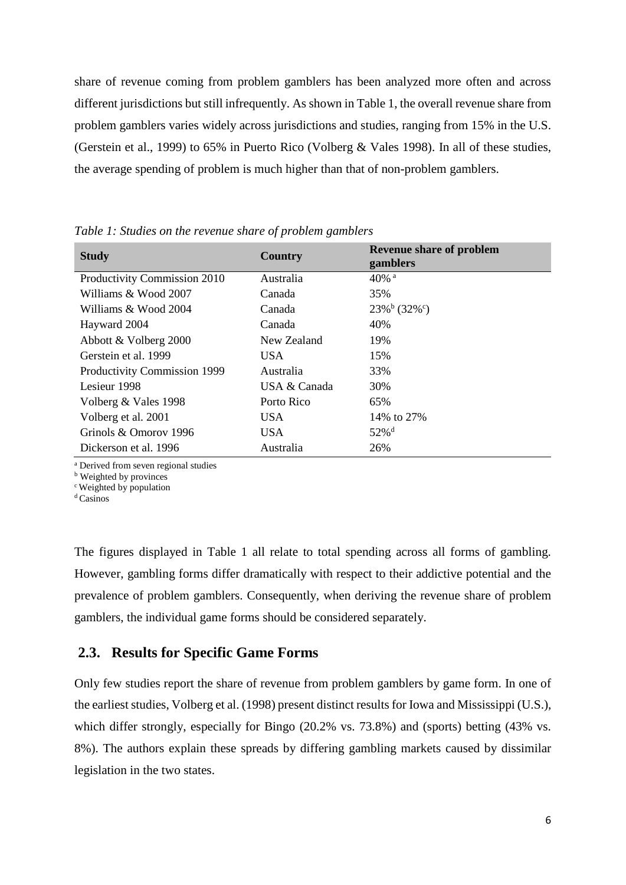share of revenue coming from problem gamblers has been analyzed more often and across different jurisdictions but still infrequently. As shown in Table 1, the overall revenue share from problem gamblers varies widely across jurisdictions and studies, ranging from 15% in the U.S. (Gerstein et al., 1999) to 65% in Puerto Rico (Volberg & Vales 1998). In all of these studies, the average spending of problem is much higher than that of non-problem gamblers.

*Table 1: Studies on the revenue share of problem gamblers*

| Study | Country | Revenue share of problem gamblers |
|---|---|---|
| Productivity Commission 2010 | Australia | 40% [a] |
| Williams & Wood 2007 | Canada | 35% |
| Williams & Wood 2004 | Canada | 23%[b] (32%[c]) |
| Hayward 2004 | Canada | 40% |
| Abbott & Volberg 2000 | New Zealand | 19% |
| Gerstein et al. 1999 | USA | 15% |
| Productivity Commission 1999 | Australia | 33% |
| Lesieur 1998 | USA & Canada | 30% |
| Volberg & Vales 1998 | Porto Rico | 65% |
| Volberg et al. 2001 | USA | 14% to 27% |
| Grinols & Omorov 1996 | USA | 52%[d] |
| Dickerson et al. 1996 | Australia | 26% |

[a] Derived from seven regional studies
[b] Weighted by provinces
[c] Weighted by population
[d] Casinos

The figures displayed in Table 1 all relate to total spending across all forms of gambling. However, gambling forms differ dramatically with respect to their addictive potential and the prevalence of problem gamblers. Consequently, when deriving the revenue share of problem gamblers, the individual game forms should be considered separately.

## 2.3. Results for Specific Game Forms

Only few studies report the share of revenue from problem gamblers by game form. In one of the earliest studies, Volberg et al. (1998) present distinct results for Iowa and Mississippi (U.S.), which differ strongly, especially for Bingo (20.2% vs. 73.8%) and (sports) betting (43% vs. 8%). The authors explain these spreads by differing gambling markets caused by dissimilar legislation in the two states.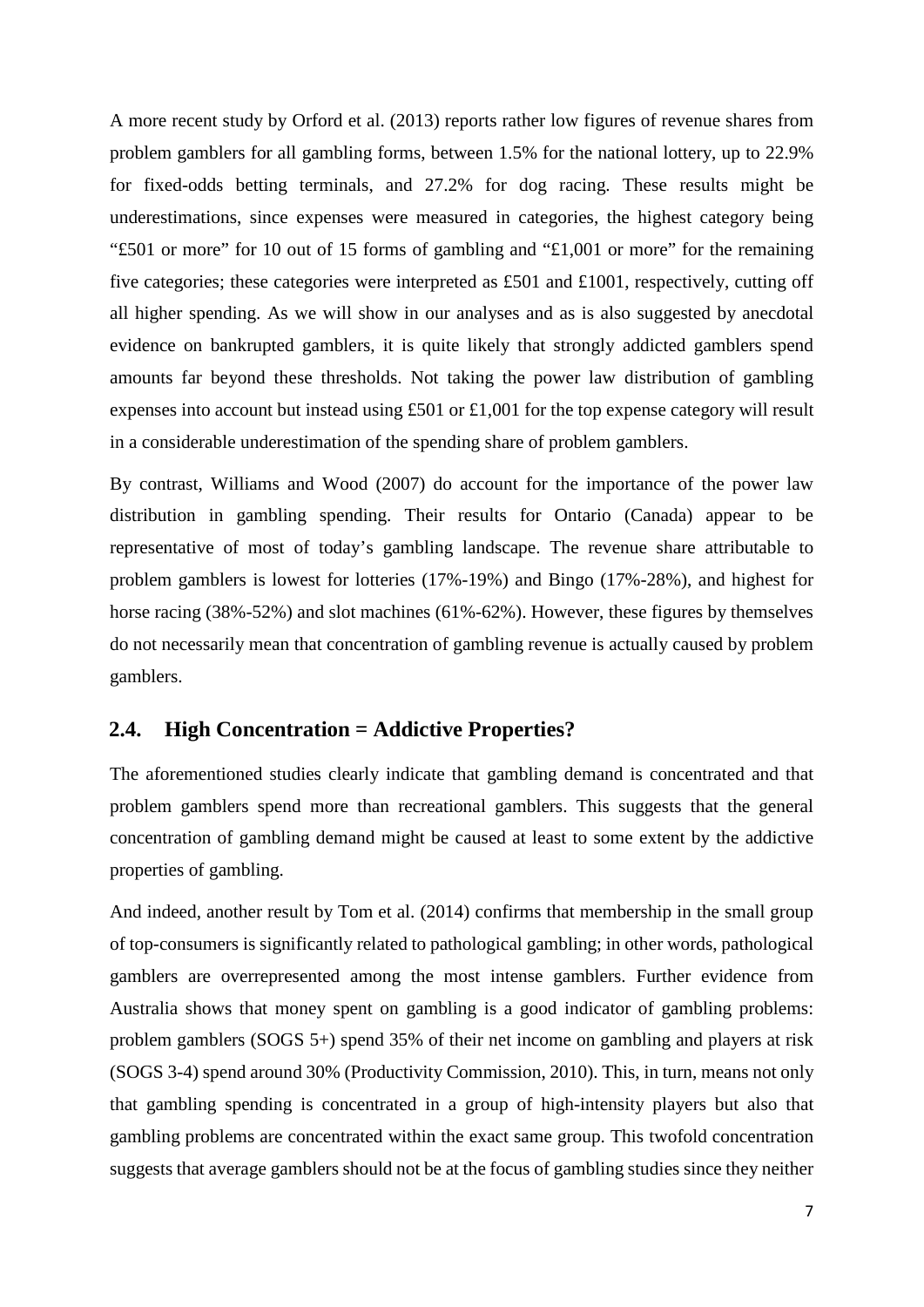A more recent study by Orford et al. (2013) reports rather low figures of revenue shares from problem gamblers for all gambling forms, between 1.5% for the national lottery, up to 22.9% for fixed-odds betting terminals, and 27.2% for dog racing. These results might be underestimations, since expenses were measured in categories, the highest category being "£501 or more" for 10 out of 15 forms of gambling and "£1,001 or more" for the remaining five categories; these categories were interpreted as £501 and £1001, respectively, cutting off all higher spending. As we will show in our analyses and as is also suggested by anecdotal evidence on bankrupted gamblers, it is quite likely that strongly addicted gamblers spend amounts far beyond these thresholds. Not taking the power law distribution of gambling expenses into account but instead using £501 or £1,001 for the top expense category will result in a considerable underestimation of the spending share of problem gamblers.

By contrast, Williams and Wood (2007) do account for the importance of the power law distribution in gambling spending. Their results for Ontario (Canada) appear to be representative of most of today's gambling landscape. The revenue share attributable to problem gamblers is lowest for lotteries (17%-19%) and Bingo (17%-28%), and highest for horse racing (38%-52%) and slot machines (61%-62%). However, these figures by themselves do not necessarily mean that concentration of gambling revenue is actually caused by problem gamblers.

## 2.4. High Concentration = Addictive Properties?

The aforementioned studies clearly indicate that gambling demand is concentrated and that problem gamblers spend more than recreational gamblers. This suggests that the general concentration of gambling demand might be caused at least to some extent by the addictive properties of gambling.

And indeed, another result by Tom et al. (2014) confirms that membership in the small group of top-consumers is significantly related to pathological gambling; in other words, pathological gamblers are overrepresented among the most intense gamblers. Further evidence from Australia shows that money spent on gambling is a good indicator of gambling problems: problem gamblers (SOGS 5+) spend 35% of their net income on gambling and players at risk (SOGS 3-4) spend around 30% (Productivity Commission, 2010). This, in turn, means not only that gambling spending is concentrated in a group of high-intensity players but also that gambling problems are concentrated within the exact same group. This twofold concentration suggests that average gamblers should not be at the focus of gambling studies since they neither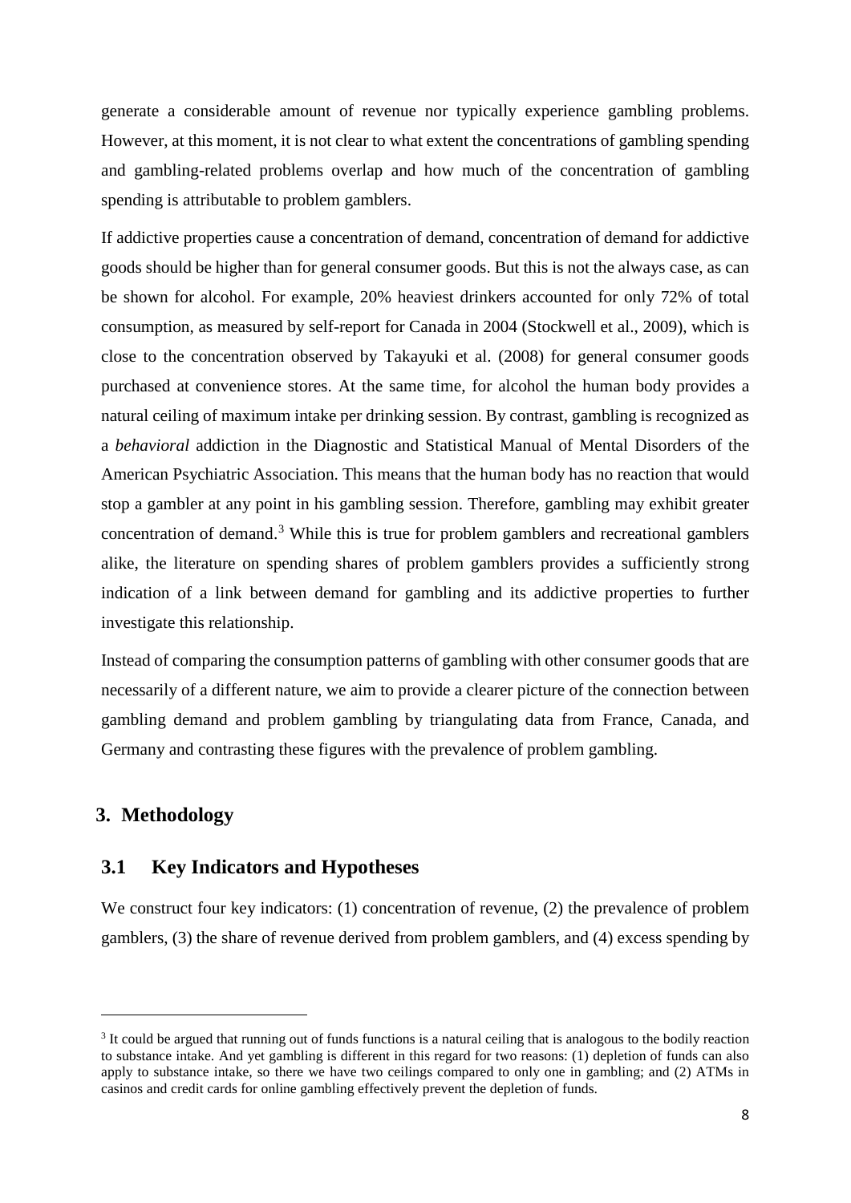generate a considerable amount of revenue nor typically experience gambling problems. However, at this moment, it is not clear to what extent the concentrations of gambling spending and gambling-related problems overlap and how much of the concentration of gambling spending is attributable to problem gamblers.

If addictive properties cause a concentration of demand, concentration of demand for addictive goods should be higher than for general consumer goods. But this is not the always case, as can be shown for alcohol. For example, 20% heaviest drinkers accounted for only 72% of total consumption, as measured by self-report for Canada in 2004 (Stockwell et al., 2009), which is close to the concentration observed by Takayuki et al. (2008) for general consumer goods purchased at convenience stores. At the same time, for alcohol the human body provides a natural ceiling of maximum intake per drinking session. By contrast, gambling is recognized as a *behavioral* addiction in the Diagnostic and Statistical Manual of Mental Disorders of the American Psychiatric Association. This means that the human body has no reaction that would stop a gambler at any point in his gambling session. Therefore, gambling may exhibit greater concentration of demand.[3] While this is true for problem gamblers and recreational gamblers alike, the literature on spending shares of problem gamblers provides a sufficiently strong indication of a link between demand for gambling and its addictive properties to further investigate this relationship.

Instead of comparing the consumption patterns of gambling with other consumer goods that are necessarily of a different nature, we aim to provide a clearer picture of the connection between gambling demand and problem gambling by triangulating data from France, Canada, and Germany and contrasting these figures with the prevalence of problem gambling.

## 3. Methodology

### 3.1 Key Indicators and Hypotheses

We construct four key indicators: (1) concentration of revenue, (2) the prevalence of problem gamblers, (3) the share of revenue derived from problem gamblers, and (4) excess spending by

---

[3] It could be argued that running out of funds functions is a natural ceiling that is analogous to the bodily reaction to substance intake. And yet gambling is different in this regard for two reasons: (1) depletion of funds can also apply to substance intake, so there we have two ceilings compared to only one in gambling; and (2) ATMs in casinos and credit cards for online gambling effectively prevent the depletion of funds.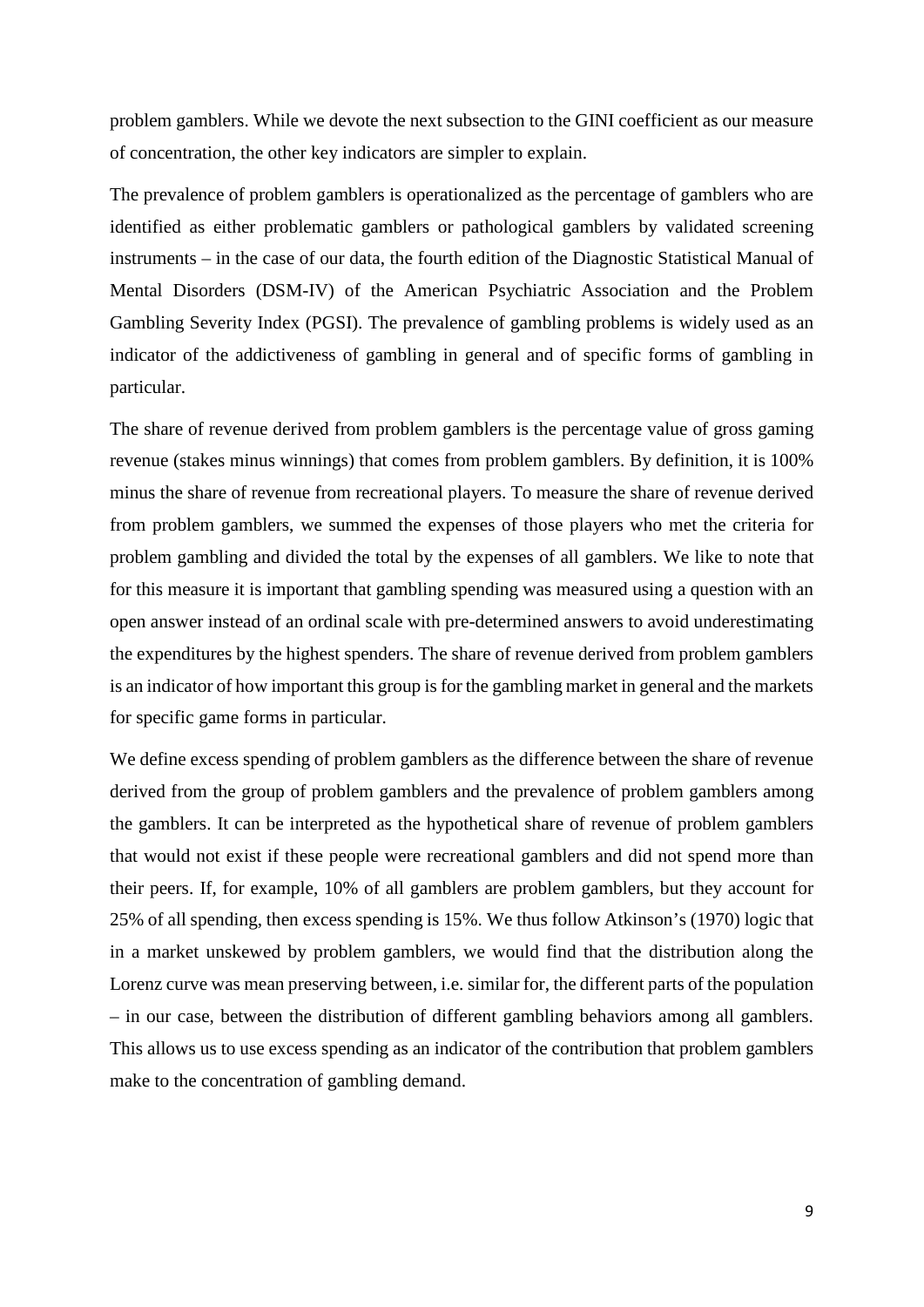problem gamblers. While we devote the next subsection to the GINI coefficient as our measure of concentration, the other key indicators are simpler to explain.

The prevalence of problem gamblers is operationalized as the percentage of gamblers who are identified as either problematic gamblers or pathological gamblers by validated screening instruments – in the case of our data, the fourth edition of the Diagnostic Statistical Manual of Mental Disorders (DSM-IV) of the American Psychiatric Association and the Problem Gambling Severity Index (PGSI). The prevalence of gambling problems is widely used as an indicator of the addictiveness of gambling in general and of specific forms of gambling in particular.

The share of revenue derived from problem gamblers is the percentage value of gross gaming revenue (stakes minus winnings) that comes from problem gamblers. By definition, it is 100% minus the share of revenue from recreational players. To measure the share of revenue derived from problem gamblers, we summed the expenses of those players who met the criteria for problem gambling and divided the total by the expenses of all gamblers. We like to note that for this measure it is important that gambling spending was measured using a question with an open answer instead of an ordinal scale with pre-determined answers to avoid underestimating the expenditures by the highest spenders. The share of revenue derived from problem gamblers is an indicator of how important this group is for the gambling market in general and the markets for specific game forms in particular.

We define excess spending of problem gamblers as the difference between the share of revenue derived from the group of problem gamblers and the prevalence of problem gamblers among the gamblers. It can be interpreted as the hypothetical share of revenue of problem gamblers that would not exist if these people were recreational gamblers and did not spend more than their peers. If, for example, 10% of all gamblers are problem gamblers, but they account for 25% of all spending, then excess spending is 15%. We thus follow Atkinson's (1970) logic that in a market unskewed by problem gamblers, we would find that the distribution along the Lorenz curve was mean preserving between, i.e. similar for, the different parts of the population – in our case, between the distribution of different gambling behaviors among all gamblers. This allows us to use excess spending as an indicator of the contribution that problem gamblers make to the concentration of gambling demand.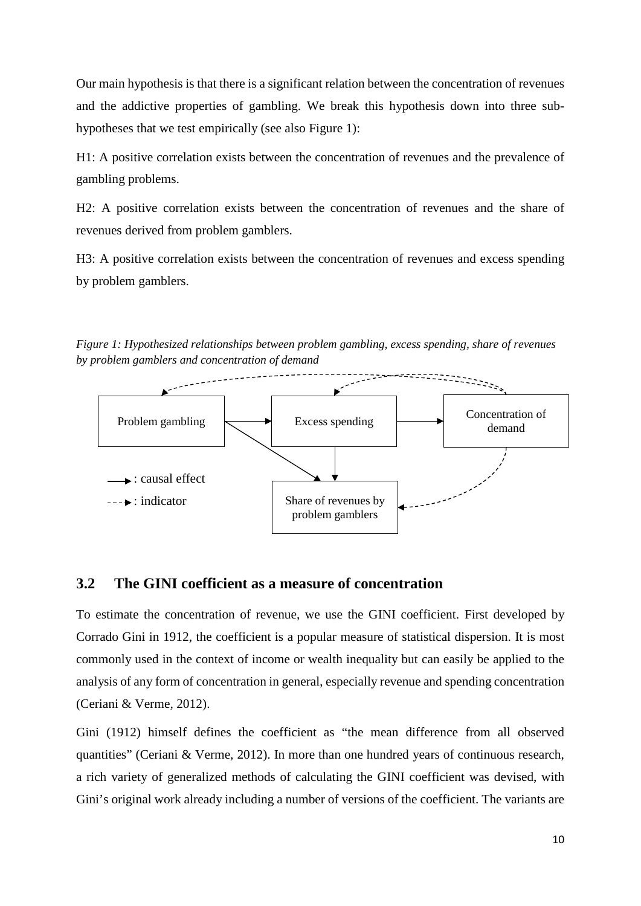Our main hypothesis is that there is a significant relation between the concentration of revenues and the addictive properties of gambling. We break this hypothesis down into three sub-hypotheses that we test empirically (see also Figure 1):

H1: A positive correlation exists between the concentration of revenues and the prevalence of gambling problems.

H2: A positive correlation exists between the concentration of revenues and the share of revenues derived from problem gamblers.

H3: A positive correlation exists between the concentration of revenues and excess spending by problem gamblers.

*Figure 1: Hypothesized relationships between problem gambling, excess spending, share of revenues by problem gamblers and concentration of demand*

## 3.2 The GINI coefficient as a measure of concentration

To estimate the concentration of revenue, we use the GINI coefficient. First developed by Corrado Gini in 1912, the coefficient is a popular measure of statistical dispersion. It is most commonly used in the context of income or wealth inequality but can easily be applied to the analysis of any form of concentration in general, especially revenue and spending concentration (Ceriani & Verme, 2012).

Gini (1912) himself defines the coefficient as "the mean difference from all observed quantities" (Ceriani & Verme, 2012). In more than one hundred years of continuous research, a rich variety of generalized methods of calculating the GINI coefficient was devised, with Gini's original work already including a number of versions of the coefficient. The variants are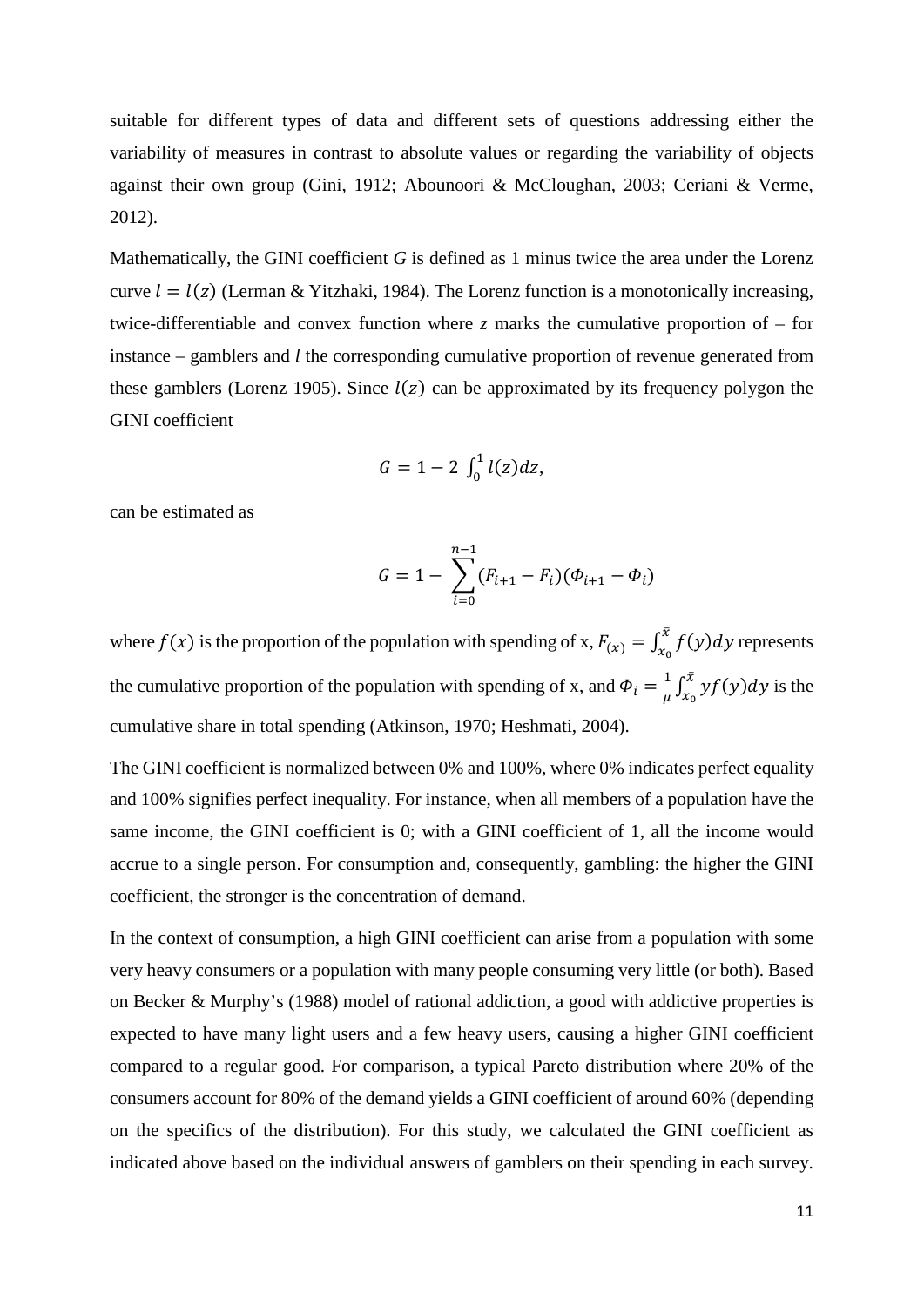suitable for different types of data and different sets of questions addressing either the variability of measures in contrast to absolute values or regarding the variability of objects against their own group (Gini, 1912; Abounoori & McCloughan, 2003; Ceriani & Verme, 2012).

Mathematically, the GINI coefficient *G* is defined as 1 minus twice the area under the Lorenz curve $l = l(z)$ (Lerman & Yitzhaki, 1984). The Lorenz function is a monotonically increasing, twice-differentiable and convex function where *z* marks the cumulative proportion of – for instance – gamblers and *l* the corresponding cumulative proportion of revenue generated from these gamblers (Lorenz 1905). Since $l(z)$ can be approximated by its frequency polygon the GINI coefficient

$$G = 1 - 2 \int_0^1 l(z)dz,$$

can be estimated as

$$G = 1 - \sum_{i=0}^{n-1} (F_{i+1} - F_i)(\Phi_{i+1} - \Phi_i)$$

where $f(x)$ is the proportion of the population with spending of x, $F_{(x)} = \int_{x_0}^{\bar{x}} f(y)dy$ represents the cumulative proportion of the population with spending of x, and $\Phi_i = \frac{1}{\mu} \int_{x_0}^{\bar{x}} yf(y)dy$ is the cumulative share in total spending (Atkinson, 1970; Heshmati, 2004).

The GINI coefficient is normalized between 0% and 100%, where 0% indicates perfect equality and 100% signifies perfect inequality. For instance, when all members of a population have the same income, the GINI coefficient is 0; with a GINI coefficient of 1, all the income would accrue to a single person. For consumption and, consequently, gambling: the higher the GINI coefficient, the stronger is the concentration of demand.

In the context of consumption, a high GINI coefficient can arise from a population with some very heavy consumers or a population with many people consuming very little (or both). Based on Becker & Murphy's (1988) model of rational addiction, a good with addictive properties is expected to have many light users and a few heavy users, causing a higher GINI coefficient compared to a regular good. For comparison, a typical Pareto distribution where 20% of the consumers account for 80% of the demand yields a GINI coefficient of around 60% (depending on the specifics of the distribution). For this study, we calculated the GINI coefficient as indicated above based on the individual answers of gamblers on their spending in each survey.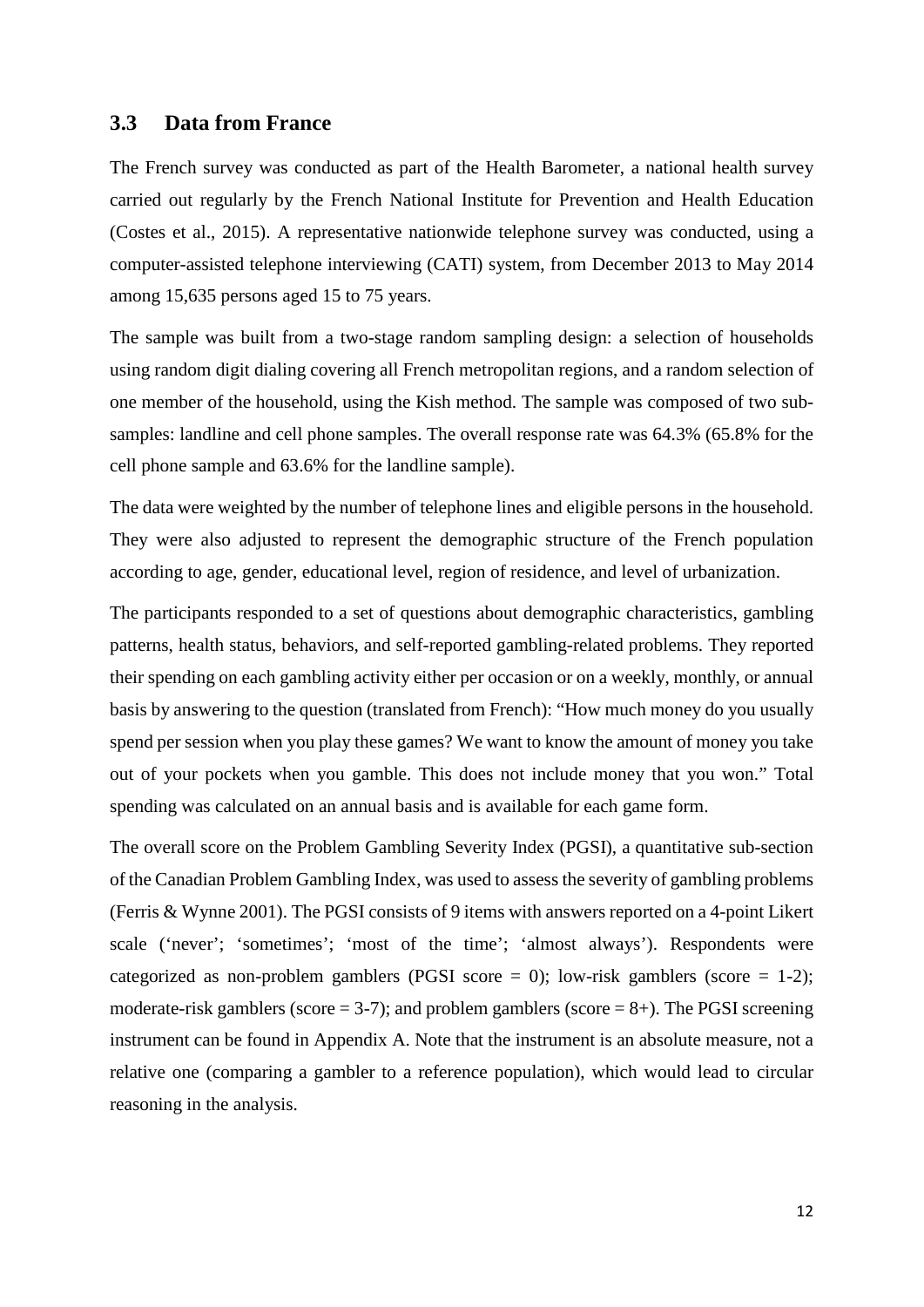## 3.3 Data from France

The French survey was conducted as part of the Health Barometer, a national health survey carried out regularly by the French National Institute for Prevention and Health Education (Costes et al., 2015). A representative nationwide telephone survey was conducted, using a computer-assisted telephone interviewing (CATI) system, from December 2013 to May 2014 among 15,635 persons aged 15 to 75 years.

The sample was built from a two-stage random sampling design: a selection of households using random digit dialing covering all French metropolitan regions, and a random selection of one member of the household, using the Kish method. The sample was composed of two sub-samples: landline and cell phone samples. The overall response rate was 64.3% (65.8% for the cell phone sample and 63.6% for the landline sample).

The data were weighted by the number of telephone lines and eligible persons in the household. They were also adjusted to represent the demographic structure of the French population according to age, gender, educational level, region of residence, and level of urbanization.

The participants responded to a set of questions about demographic characteristics, gambling patterns, health status, behaviors, and self-reported gambling-related problems. They reported their spending on each gambling activity either per occasion or on a weekly, monthly, or annual basis by answering to the question (translated from French): "How much money do you usually spend per session when you play these games? We want to know the amount of money you take out of your pockets when you gamble. This does not include money that you won." Total spending was calculated on an annual basis and is available for each game form.

The overall score on the Problem Gambling Severity Index (PGSI), a quantitative sub-section of the Canadian Problem Gambling Index, was used to assess the severity of gambling problems (Ferris & Wynne 2001). The PGSI consists of 9 items with answers reported on a 4-point Likert scale ('never'; 'sometimes'; 'most of the time'; 'almost always'). Respondents were categorized as non-problem gamblers (PGSI score = 0); low-risk gamblers (score = 1-2); moderate-risk gamblers (score = 3-7); and problem gamblers (score = 8+). The PGSI screening instrument can be found in Appendix A. Note that the instrument is an absolute measure, not a relative one (comparing a gambler to a reference population), which would lead to circular reasoning in the analysis.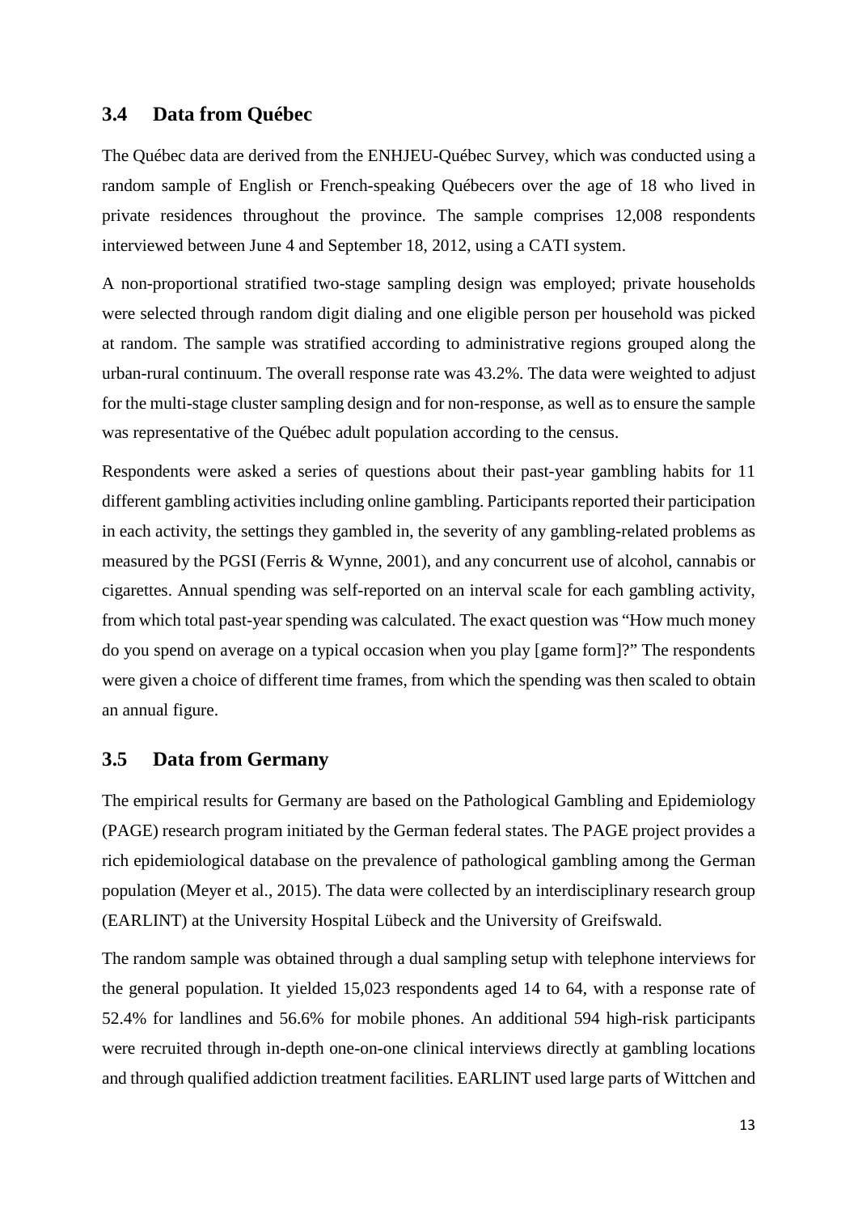## 3.4 Data from Québec

The Québec data are derived from the ENHJEU-Québec Survey, which was conducted using a random sample of English or French-speaking Québecers over the age of 18 who lived in private residences throughout the province. The sample comprises 12,008 respondents interviewed between June 4 and September 18, 2012, using a CATI system.

A non-proportional stratified two-stage sampling design was employed; private households were selected through random digit dialing and one eligible person per household was picked at random. The sample was stratified according to administrative regions grouped along the urban-rural continuum. The overall response rate was 43.2%. The data were weighted to adjust for the multi-stage cluster sampling design and for non-response, as well as to ensure the sample was representative of the Québec adult population according to the census.

Respondents were asked a series of questions about their past-year gambling habits for 11 different gambling activities including online gambling. Participants reported their participation in each activity, the settings they gambled in, the severity of any gambling-related problems as measured by the PGSI (Ferris & Wynne, 2001), and any concurrent use of alcohol, cannabis or cigarettes. Annual spending was self-reported on an interval scale for each gambling activity, from which total past-year spending was calculated. The exact question was "How much money do you spend on average on a typical occasion when you play [game form]?" The respondents were given a choice of different time frames, from which the spending was then scaled to obtain an annual figure.

## 3.5 Data from Germany

The empirical results for Germany are based on the Pathological Gambling and Epidemiology (PAGE) research program initiated by the German federal states. The PAGE project provides a rich epidemiological database on the prevalence of pathological gambling among the German population (Meyer et al., 2015). The data were collected by an interdisciplinary research group (EARLINT) at the University Hospital Lübeck and the University of Greifswald.

The random sample was obtained through a dual sampling setup with telephone interviews for the general population. It yielded 15,023 respondents aged 14 to 64, with a response rate of 52.4% for landlines and 56.6% for mobile phones. An additional 594 high-risk participants were recruited through in-depth one-on-one clinical interviews directly at gambling locations and through qualified addiction treatment facilities. EARLINT used large parts of Wittchen and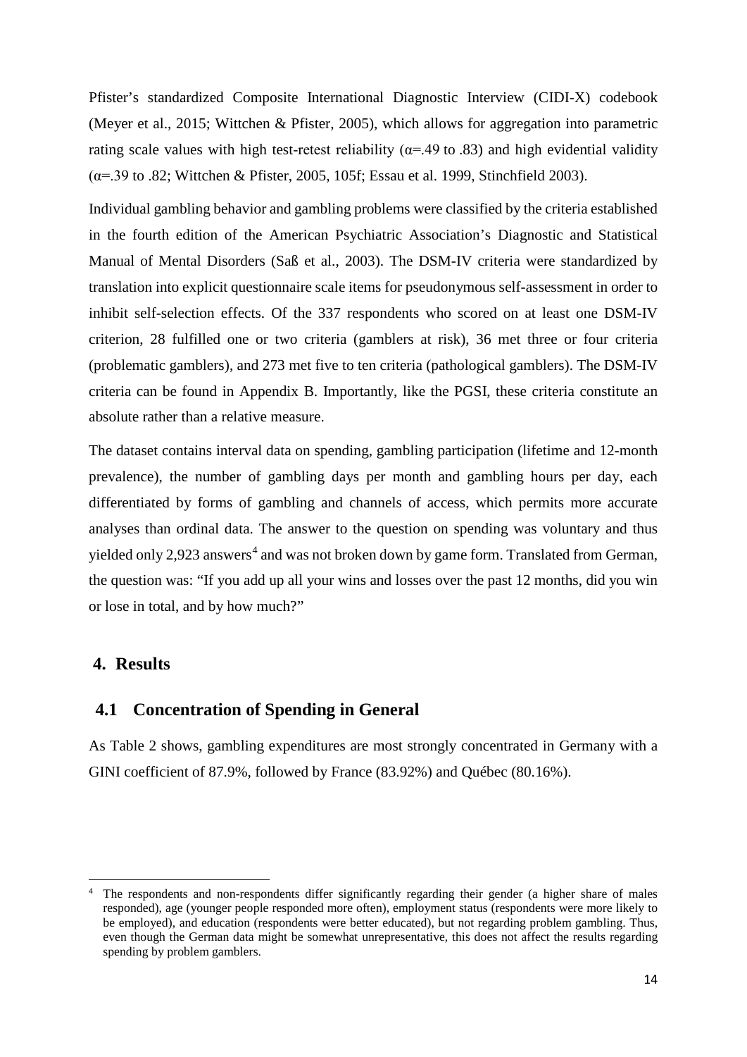Pfister's standardized Composite International Diagnostic Interview (CIDI-X) codebook (Meyer et al., 2015; Wittchen & Pfister, 2005), which allows for aggregation into parametric rating scale values with high test-retest reliability ($\alpha$=.49 to .83) and high evidential validity ($\alpha$=.39 to .82; Wittchen & Pfister, 2005, 105f; Essau et al. 1999, Stinchfield 2003).

Individual gambling behavior and gambling problems were classified by the criteria established in the fourth edition of the American Psychiatric Association's Diagnostic and Statistical Manual of Mental Disorders (Saß et al., 2003). The DSM-IV criteria were standardized by translation into explicit questionnaire scale items for pseudonymous self-assessment in order to inhibit self-selection effects. Of the 337 respondents who scored on at least one DSM-IV criterion, 28 fulfilled one or two criteria (gamblers at risk), 36 met three or four criteria (problematic gamblers), and 273 met five to ten criteria (pathological gamblers). The DSM-IV criteria can be found in Appendix B. Importantly, like the PGSI, these criteria constitute an absolute rather than a relative measure.

The dataset contains interval data on spending, gambling participation (lifetime and 12-month prevalence), the number of gambling days per month and gambling hours per day, each differentiated by forms of gambling and channels of access, which permits more accurate analyses than ordinal data. The answer to the question on spending was voluntary and thus yielded only 2,923 answers[4] and was not broken down by game form. Translated from German, the question was: "If you add up all your wins and losses over the past 12 months, did you win or lose in total, and by how much?"

## 4. Results

### 4.1 Concentration of Spending in General

As Table 2 shows, gambling expenditures are most strongly concentrated in Germany with a GINI coefficient of 87.9%, followed by France (83.92%) and Québec (80.16%).

[4] The respondents and non-respondents differ significantly regarding their gender (a higher share of males responded), age (younger people responded more often), employment status (respondents were more likely to be employed), and education (respondents were better educated), but not regarding problem gambling. Thus, even though the German data might be somewhat unrepresentative, this does not affect the results regarding spending by problem gamblers.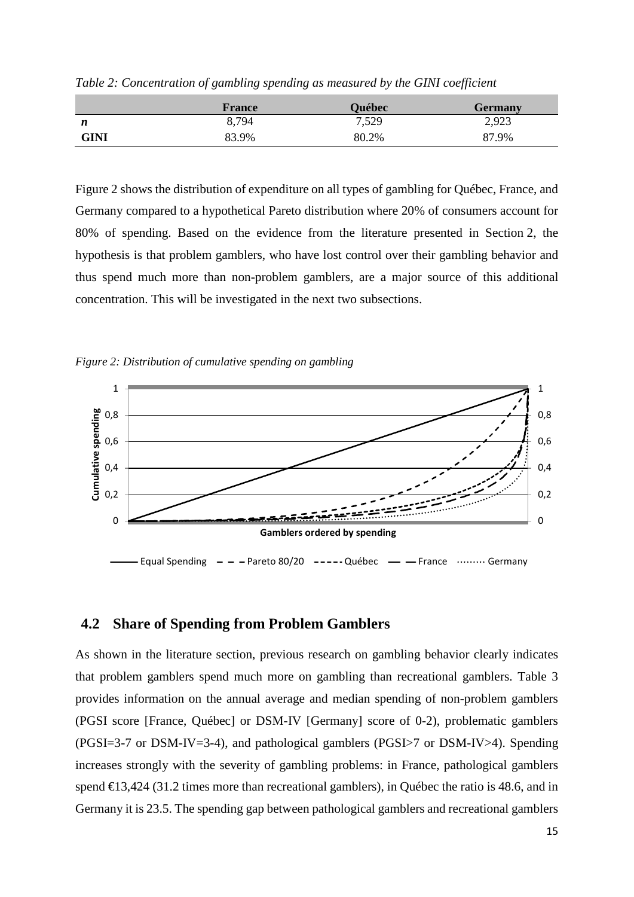*Table 2: Concentration of gambling spending as measured by the GINI coefficient*

| | **France** | **Québec** | **Germany** |
|---|---|---|---|
| ***n*** | 8,794 | 7,529 | 2,923 |
| **GINI** | 83.9% | 80.2% | 87.9% |

Figure 2 shows the distribution of expenditure on all types of gambling for Québec, France, and Germany compared to a hypothetical Pareto distribution where 20% of consumers account for 80% of spending. Based on the evidence from the literature presented in Section 2, the hypothesis is that problem gamblers, who have lost control over their gambling behavior and thus spend much more than non-problem gamblers, are a major source of this additional concentration. This will be investigated in the next two subsections.

*Figure 2: Distribution of cumulative spending on gambling*

## 4.2 Share of Spending from Problem Gamblers

As shown in the literature section, previous research on gambling behavior clearly indicates that problem gamblers spend much more on gambling than recreational gamblers. Table 3 provides information on the annual average and median spending of non-problem gamblers (PGSI score [France, Québec] or DSM-IV [Germany] score of 0-2), problematic gamblers (PGSI=3-7 or DSM-IV=3-4), and pathological gamblers (PGSI>7 or DSM-IV>4). Spending increases strongly with the severity of gambling problems: in France, pathological gamblers spend €13,424 (31.2 times more than recreational gamblers), in Québec the ratio is 48.6, and in Germany it is 23.5. The spending gap between pathological gamblers and recreational gamblers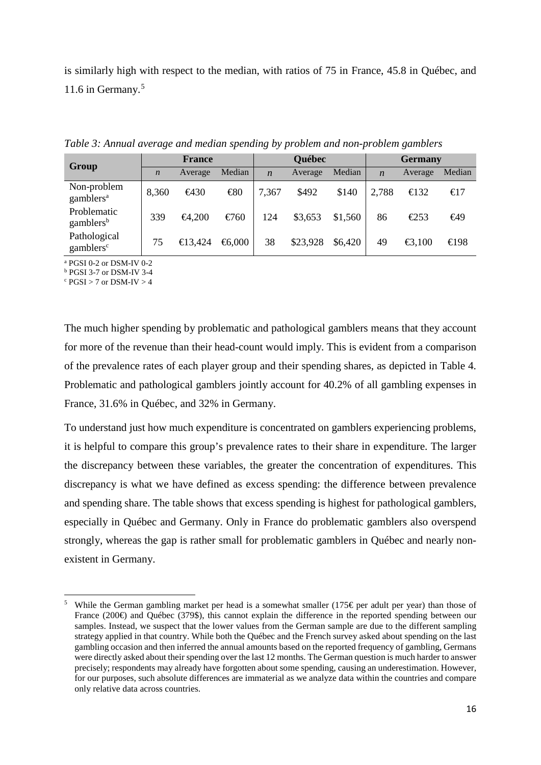is similarly high with respect to the median, with ratios of 75 in France, 45.8 in Québec, and 11.6 in Germany.[5]

*Table 3: Annual average and median spending by problem and non-problem gamblers*

| Group | France | | | Québec | | | Germany | | |
|---|---|---|---|---|---|---|---|---|---|
| | *n* | Average | Median | *n* | Average | Median | *n* | Average | Median |
| Non-problem gamblers[a] | 8,360 | €430 | €80 | 7,367 | $492 | $140 | 2,788 | €132 | €17 |
| Problematic gamblers[b] | 339 | €4,200 | €760 | 124 | $3,653 | $1,560 | 86 | €253 | €49 |
| Pathological gamblers[c] | 75 | €13,424 | €6,000 | 38 | $23,928 | $6,420 | 49 | €3,100 | €198 |

[a] PGSI 0-2 or DSM-IV 0-2
[b] PGSI 3-7 or DSM-IV 3-4
[c] PGSI > 7 or DSM-IV > 4

The much higher spending by problematic and pathological gamblers means that they account for more of the revenue than their head-count would imply. This is evident from a comparison of the prevalence rates of each player group and their spending shares, as depicted in Table 4. Problematic and pathological gamblers jointly account for 40.2% of all gambling expenses in France, 31.6% in Québec, and 32% in Germany.

To understand just how much expenditure is concentrated on gamblers experiencing problems, it is helpful to compare this group's prevalence rates to their share in expenditure. The larger the discrepancy between these variables, the greater the concentration of expenditures. This discrepancy is what we have defined as excess spending: the difference between prevalence and spending share. The table shows that excess spending is highest for pathological gamblers, especially in Québec and Germany. Only in France do problematic gamblers also overspend strongly, whereas the gap is rather small for problematic gamblers in Québec and nearly non-existent in Germany.

[5] While the German gambling market per head is a somewhat smaller (175€ per adult per year) than those of France (200€) and Québec (379$), this cannot explain the difference in the reported spending between our samples. Instead, we suspect that the lower values from the German sample are due to the different sampling strategy applied in that country. While both the Québec and the French survey asked about spending on the last gambling occasion and then inferred the annual amounts based on the reported frequency of gambling, Germans were directly asked about their spending over the last 12 months. The German question is much harder to answer precisely; respondents may already have forgotten about some spending, causing an underestimation. However, for our purposes, such absolute differences are immaterial as we analyze data within the countries and compare only relative data across countries.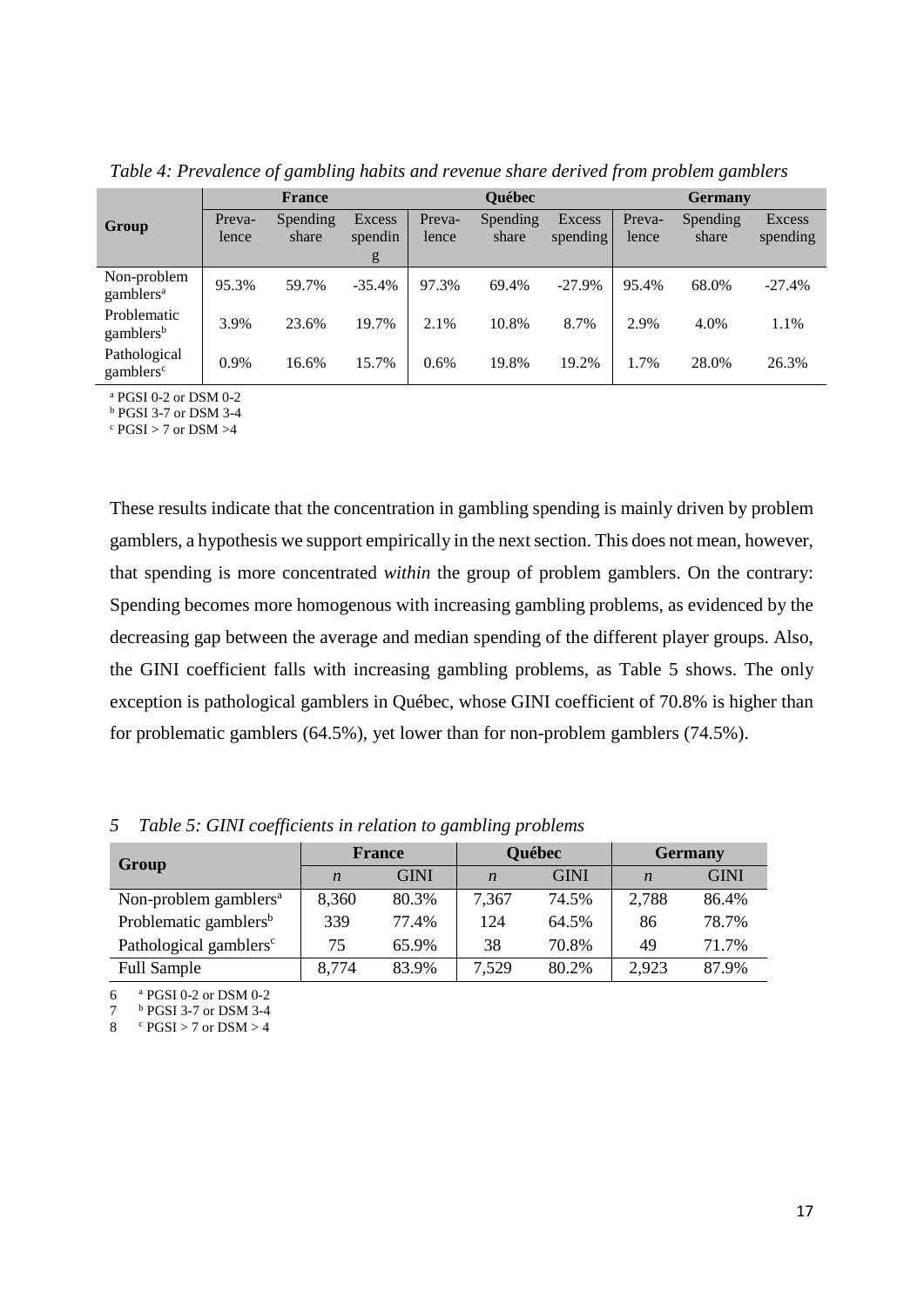*Table 4: Prevalence of gambling habits and revenue share derived from problem gamblers*

| Group | France | | | Québec | | | Germany | | |
|---|---|---|---|---|---|---|---|---|---|
| | Preva-lence | Spending share | Excess spending | Preva-lence | Spending share | Excess spending | Preva-lence | Spending share | Excess spending |
| Non-problem gamblers[a] | 95.3% | 59.7% | -35.4% | 97.3% | 69.4% | -27.9% | 95.4% | 68.0% | -27.4% |
| Problematic gamblers[b] | 3.9% | 23.6% | 19.7% | 2.1% | 10.8% | 8.7% | 2.9% | 4.0% | 1.1% |
| Pathological gamblers[c] | 0.9% | 16.6% | 15.7% | 0.6% | 19.8% | 19.2% | 1.7% | 28.0% | 26.3% |

[a] PGSI 0-2 or DSM 0-2
[b] PGSI 3-7 or DSM 3-4
[c] PGSI > 7 or DSM >4

These results indicate that the concentration in gambling spending is mainly driven by problem gamblers, a hypothesis we support empirically in the next section. This does not mean, however, that spending is more concentrated *within* the group of problem gamblers. On the contrary: Spending becomes more homogenous with increasing gambling problems, as evidenced by the decreasing gap between the average and median spending of the different player groups. Also, the GINI coefficient falls with increasing gambling problems, as Table 5 shows. The only exception is pathological gamblers in Québec, whose GINI coefficient of 70.8% is higher than for problematic gamblers (64.5%), yet lower than for non-problem gamblers (74.5%).

*Table 5: GINI coefficients in relation to gambling problems*

| Group | France | | Québec | | Germany | |
|---|---|---|---|---|---|---|
| | *n* | GINI | *n* | GINI | *n* | GINI |
| Non-problem gamblers[a] | 8,360 | 80.3% | 7,367 | 74.5% | 2,788 | 86.4% |
| Problematic gamblers[b] | 339 | 77.4% | 124 | 64.5% | 86 | 78.7% |
| Pathological gamblers[c] | 75 | 65.9% | 38 | 70.8% | 49 | 71.7% |
| Full Sample | 8,774 | 83.9% | 7,529 | 80.2% | 2,923 | 87.9% |

[a] PGSI 0-2 or DSM 0-2
[b] PGSI 3-7 or DSM 3-4
[c] PGSI > 7 or DSM > 4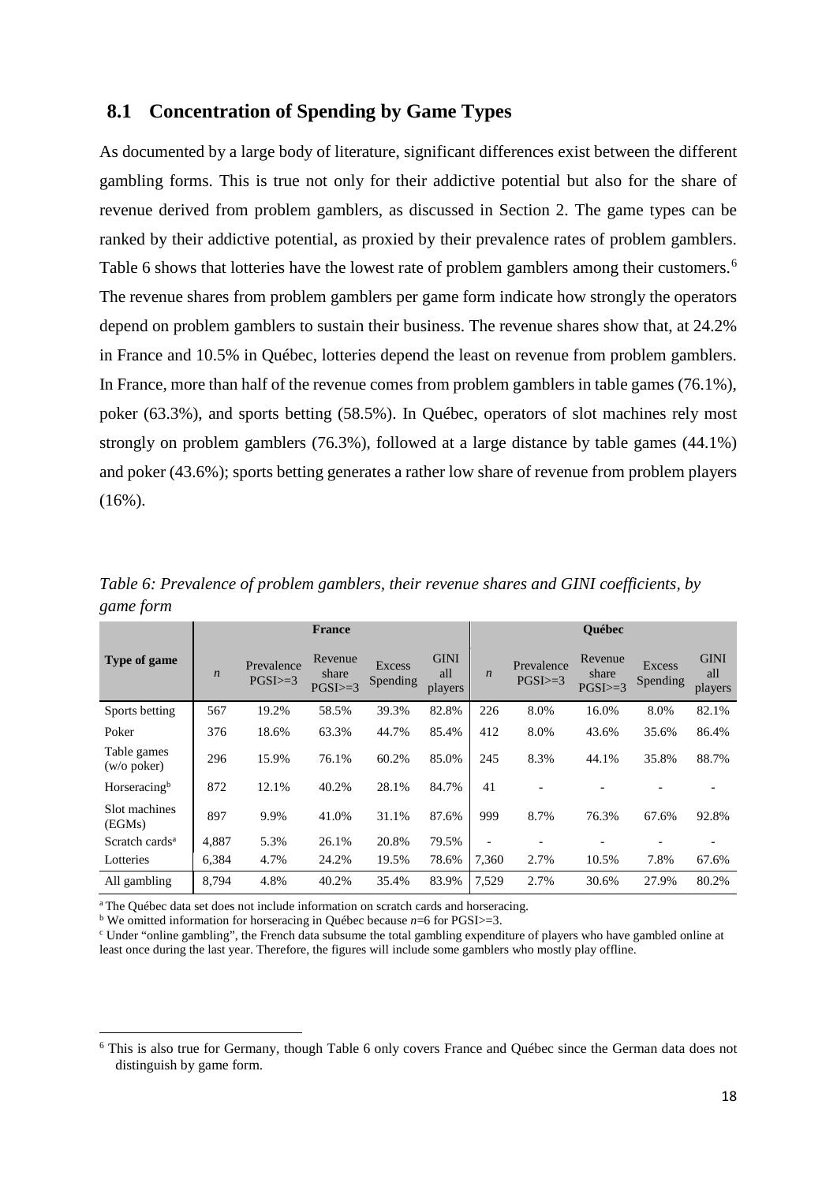## 8.1 Concentration of Spending by Game Types

As documented by a large body of literature, significant differences exist between the different gambling forms. This is true not only for their addictive potential but also for the share of revenue derived from problem gamblers, as discussed in Section 2. The game types can be ranked by their addictive potential, as proxied by their prevalence rates of problem gamblers. Table 6 shows that lotteries have the lowest rate of problem gamblers among their customers.[6] The revenue shares from problem gamblers per game form indicate how strongly the operators depend on problem gamblers to sustain their business. The revenue shares show that, at 24.2% in France and 10.5% in Québec, lotteries depend the least on revenue from problem gamblers. In France, more than half of the revenue comes from problem gamblers in table games (76.1%), poker (63.3%), and sports betting (58.5%). In Québec, operators of slot machines rely most strongly on problem gamblers (76.3%), followed at a large distance by table games (44.1%) and poker (43.6%); sports betting generates a rather low share of revenue from problem players (16%).

*Table 6: Prevalence of problem gamblers, their revenue shares and GINI coefficients, by game form*

| Type of game | France | | | | | Québec | | | | |
|---|---|---|---|---|---|---|---|---|---|---|
| | *n* | Prevalence PGSI>=3 | Revenue share PGSI>=3 | Excess Spending | GINI all players | *n* | Prevalence PGSI>=3 | Revenue share PGSI>=3 | Excess Spending | GINI all players |
| Sports betting | 567 | 19.2% | 58.5% | 39.3% | 82.8% | 226 | 8.0% | 16.0% | 8.0% | 82.1% |
| Poker | 376 | 18.6% | 63.3% | 44.7% | 85.4% | 412 | 8.0% | 43.6% | 35.6% | 86.4% |
| Table games (w/o poker) | 296 | 15.9% | 76.1% | 60.2% | 85.0% | 245 | 8.3% | 44.1% | 35.8% | 88.7% |
| Horseracing[b] | 872 | 12.1% | 40.2% | 28.1% | 84.7% | 41 | - | - | - | - |
| Slot machines (EGMs) | 897 | 9.9% | 41.0% | 31.1% | 87.6% | 999 | 8.7% | 76.3% | 67.6% | 92.8% |
| Scratch cards[a] | 4,887 | 5.3% | 26.1% | 20.8% | 79.5% | - | - | - | - | - |
| Lotteries | 6,384 | 4.7% | 24.2% | 19.5% | 78.6% | 7,360 | 2.7% | 10.5% | 7.8% | 67.6% |
| All gambling | 8,794 | 4.8% | 40.2% | 35.4% | 83.9% | 7,529 | 2.7% | 30.6% | 27.9% | 80.2% |

[a] The Québec data set does not include information on scratch cards and horseracing.
[b] We omitted information for horseracing in Québec because *n*=6 for PGSI>=3.
[c] Under "online gambling", the French data subsume the total gambling expenditure of players who have gambled online at least once during the last year. Therefore, the figures will include some gamblers who mostly play offline.

[6] This is also true for Germany, though Table 6 only covers France and Québec since the German data does not distinguish by game form.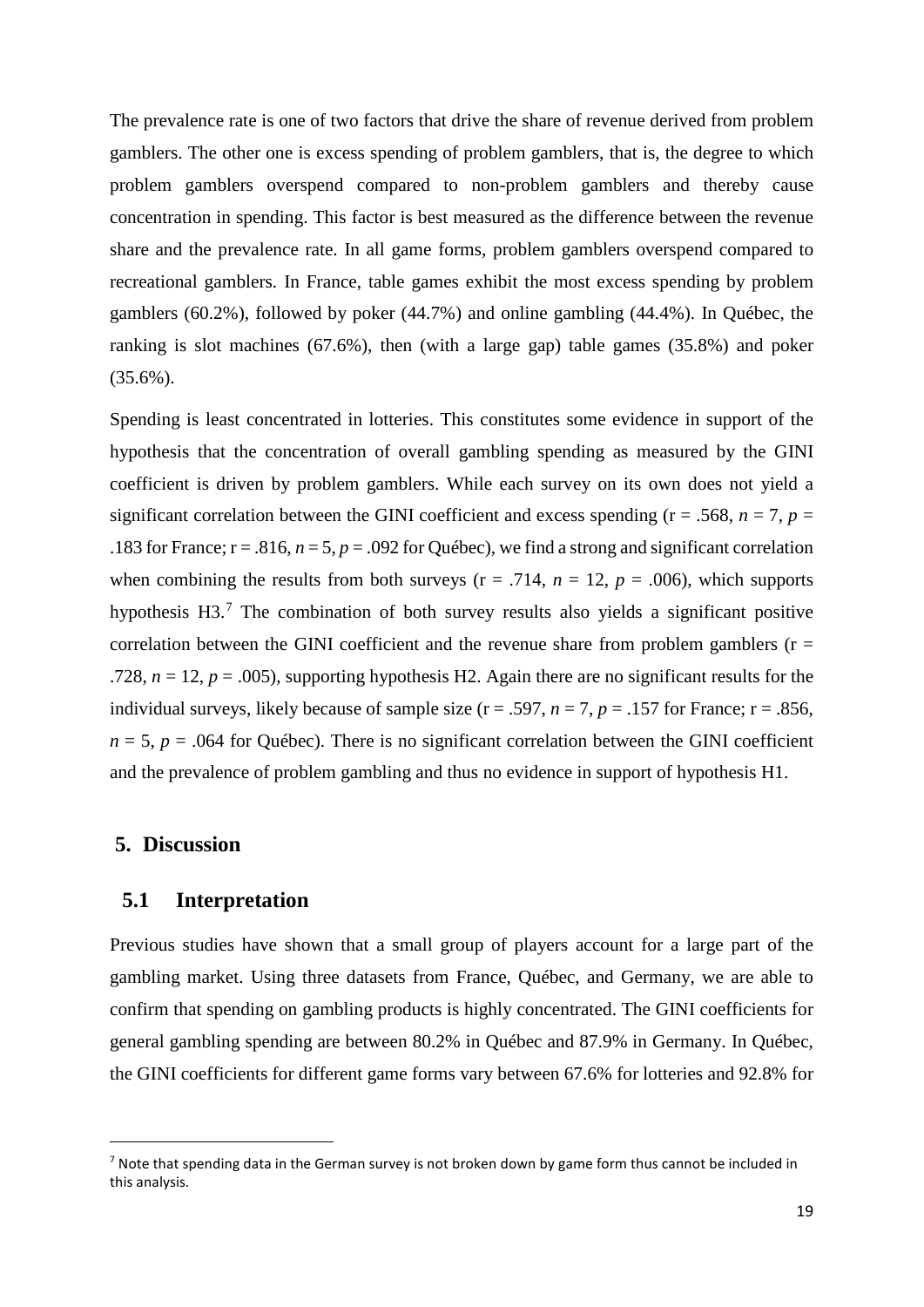The prevalence rate is one of two factors that drive the share of revenue derived from problem gamblers. The other one is excess spending of problem gamblers, that is, the degree to which problem gamblers overspend compared to non-problem gamblers and thereby cause concentration in spending. This factor is best measured as the difference between the revenue share and the prevalence rate. In all game forms, problem gamblers overspend compared to recreational gamblers. In France, table games exhibit the most excess spending by problem gamblers (60.2%), followed by poker (44.7%) and online gambling (44.4%). In Québec, the ranking is slot machines (67.6%), then (with a large gap) table games (35.8%) and poker (35.6%).

Spending is least concentrated in lotteries. This constitutes some evidence in support of the hypothesis that the concentration of overall gambling spending as measured by the GINI coefficient is driven by problem gamblers. While each survey on its own does not yield a significant correlation between the GINI coefficient and excess spending ($r = .568$, $n = 7$, $p = .183$ for France; $r = .816$, $n = 5$, $p = .092$ for Québec), we find a strong and significant correlation when combining the results from both surveys ($r = .714$, $n = 12$, $p = .006$), which supports hypothesis H3.[7] The combination of both survey results also yields a significant positive correlation between the GINI coefficient and the revenue share from problem gamblers ($r = .728$, $n = 12$, $p = .005$), supporting hypothesis H2. Again there are no significant results for the individual surveys, likely because of sample size ($r = .597$, $n = 7$, $p = .157$ for France; $r = .856$, $n = 5$, $p = .064$ for Québec). There is no significant correlation between the GINI coefficient and the prevalence of problem gambling and thus no evidence in support of hypothesis H1.

## 5. Discussion

### 5.1 Interpretation

Previous studies have shown that a small group of players account for a large part of the gambling market. Using three datasets from France, Québec, and Germany, we are able to confirm that spending on gambling products is highly concentrated. The GINI coefficients for general gambling spending are between 80.2% in Québec and 87.9% in Germany. In Québec, the GINI coefficients for different game forms vary between 67.6% for lotteries and 92.8% for

[7] Note that spending data in the German survey is not broken down by game form thus cannot be included in this analysis.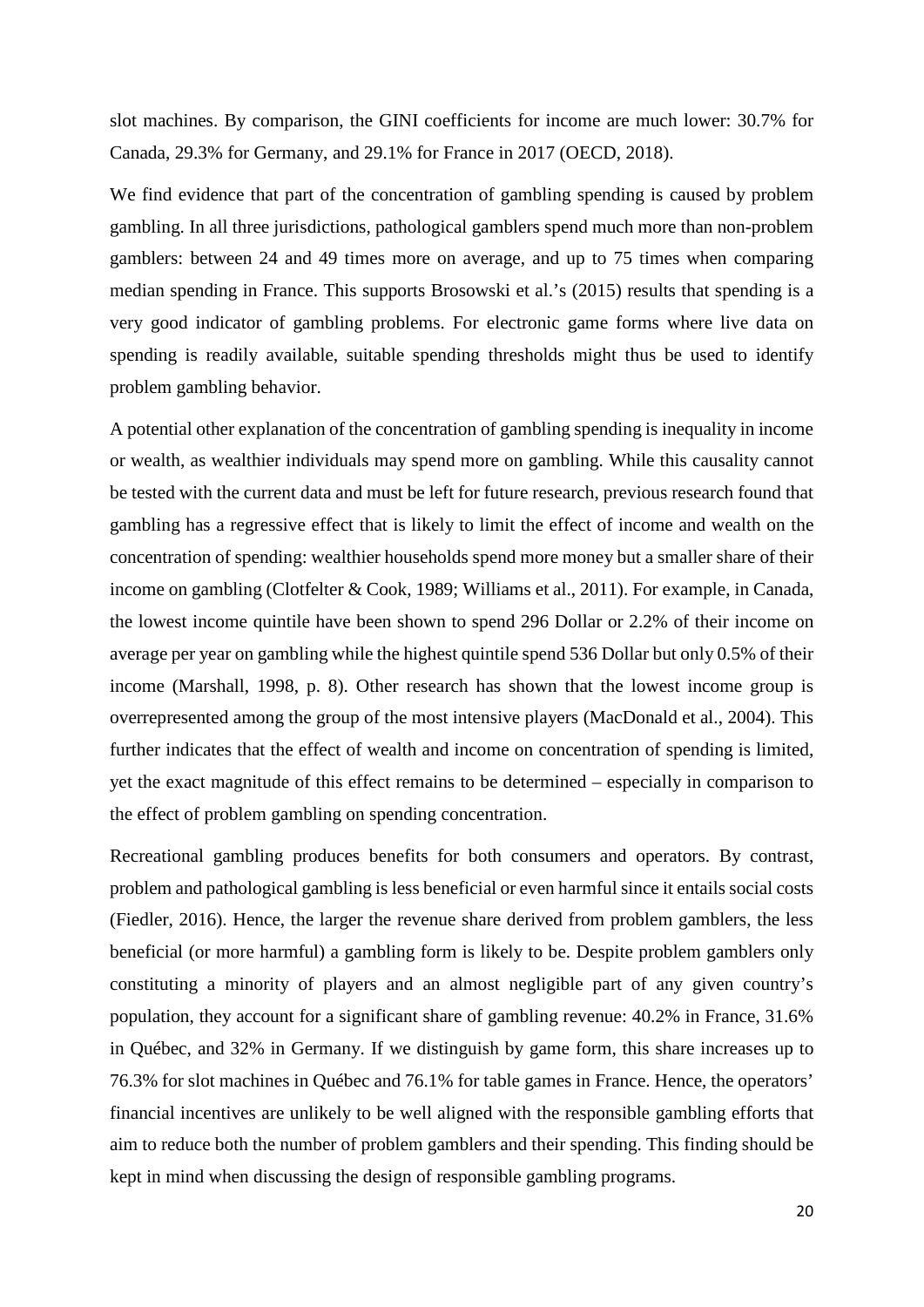slot machines. By comparison, the GINI coefficients for income are much lower: 30.7% for Canada, 29.3% for Germany, and 29.1% for France in 2017 (OECD, 2018).

We find evidence that part of the concentration of gambling spending is caused by problem gambling. In all three jurisdictions, pathological gamblers spend much more than non-problem gamblers: between 24 and 49 times more on average, and up to 75 times when comparing median spending in France. This supports Brosowski et al.'s (2015) results that spending is a very good indicator of gambling problems. For electronic game forms where live data on spending is readily available, suitable spending thresholds might thus be used to identify problem gambling behavior.

A potential other explanation of the concentration of gambling spending is inequality in income or wealth, as wealthier individuals may spend more on gambling. While this causality cannot be tested with the current data and must be left for future research, previous research found that gambling has a regressive effect that is likely to limit the effect of income and wealth on the concentration of spending: wealthier households spend more money but a smaller share of their income on gambling (Clotfelter & Cook, 1989; Williams et al., 2011). For example, in Canada, the lowest income quintile have been shown to spend 296 Dollar or 2.2% of their income on average per year on gambling while the highest quintile spend 536 Dollar but only 0.5% of their income (Marshall, 1998, p. 8). Other research has shown that the lowest income group is overrepresented among the group of the most intensive players (MacDonald et al., 2004). This further indicates that the effect of wealth and income on concentration of spending is limited, yet the exact magnitude of this effect remains to be determined – especially in comparison to the effect of problem gambling on spending concentration.

Recreational gambling produces benefits for both consumers and operators. By contrast, problem and pathological gambling is less beneficial or even harmful since it entails social costs (Fiedler, 2016). Hence, the larger the revenue share derived from problem gamblers, the less beneficial (or more harmful) a gambling form is likely to be. Despite problem gamblers only constituting a minority of players and an almost negligible part of any given country's population, they account for a significant share of gambling revenue: 40.2% in France, 31.6% in Québec, and 32% in Germany. If we distinguish by game form, this share increases up to 76.3% for slot machines in Québec and 76.1% for table games in France. Hence, the operators' financial incentives are unlikely to be well aligned with the responsible gambling efforts that aim to reduce both the number of problem gamblers and their spending. This finding should be kept in mind when discussing the design of responsible gambling programs.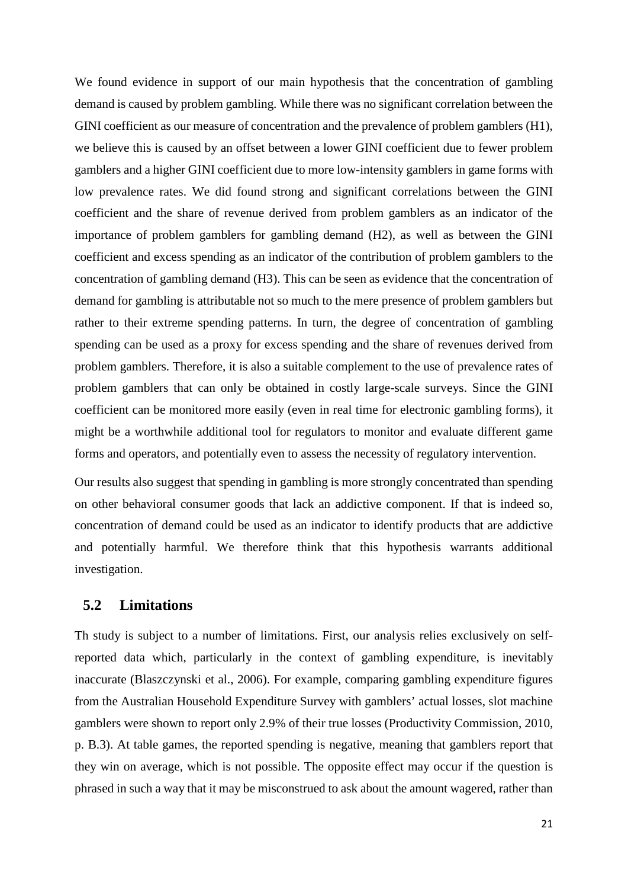We found evidence in support of our main hypothesis that the concentration of gambling demand is caused by problem gambling. While there was no significant correlation between the GINI coefficient as our measure of concentration and the prevalence of problem gamblers (H1), we believe this is caused by an offset between a lower GINI coefficient due to fewer problem gamblers and a higher GINI coefficient due to more low-intensity gamblers in game forms with low prevalence rates. We did found strong and significant correlations between the GINI coefficient and the share of revenue derived from problem gamblers as an indicator of the importance of problem gamblers for gambling demand (H2), as well as between the GINI coefficient and excess spending as an indicator of the contribution of problem gamblers to the concentration of gambling demand (H3). This can be seen as evidence that the concentration of demand for gambling is attributable not so much to the mere presence of problem gamblers but rather to their extreme spending patterns. In turn, the degree of concentration of gambling spending can be used as a proxy for excess spending and the share of revenues derived from problem gamblers. Therefore, it is also a suitable complement to the use of prevalence rates of problem gamblers that can only be obtained in costly large-scale surveys. Since the GINI coefficient can be monitored more easily (even in real time for electronic gambling forms), it might be a worthwhile additional tool for regulators to monitor and evaluate different game forms and operators, and potentially even to assess the necessity of regulatory intervention.

Our results also suggest that spending in gambling is more strongly concentrated than spending on other behavioral consumer goods that lack an addictive component. If that is indeed so, concentration of demand could be used as an indicator to identify products that are addictive and potentially harmful. We therefore think that this hypothesis warrants additional investigation.

## 5.2 Limitations

Th study is subject to a number of limitations. First, our analysis relies exclusively on self-reported data which, particularly in the context of gambling expenditure, is inevitably inaccurate (Blaszczynski et al., 2006). For example, comparing gambling expenditure figures from the Australian Household Expenditure Survey with gamblers' actual losses, slot machine gamblers were shown to report only 2.9% of their true losses (Productivity Commission, 2010, p. B.3). At table games, the reported spending is negative, meaning that gamblers report that they win on average, which is not possible. The opposite effect may occur if the question is phrased in such a way that it may be misconstrued to ask about the amount wagered, rather than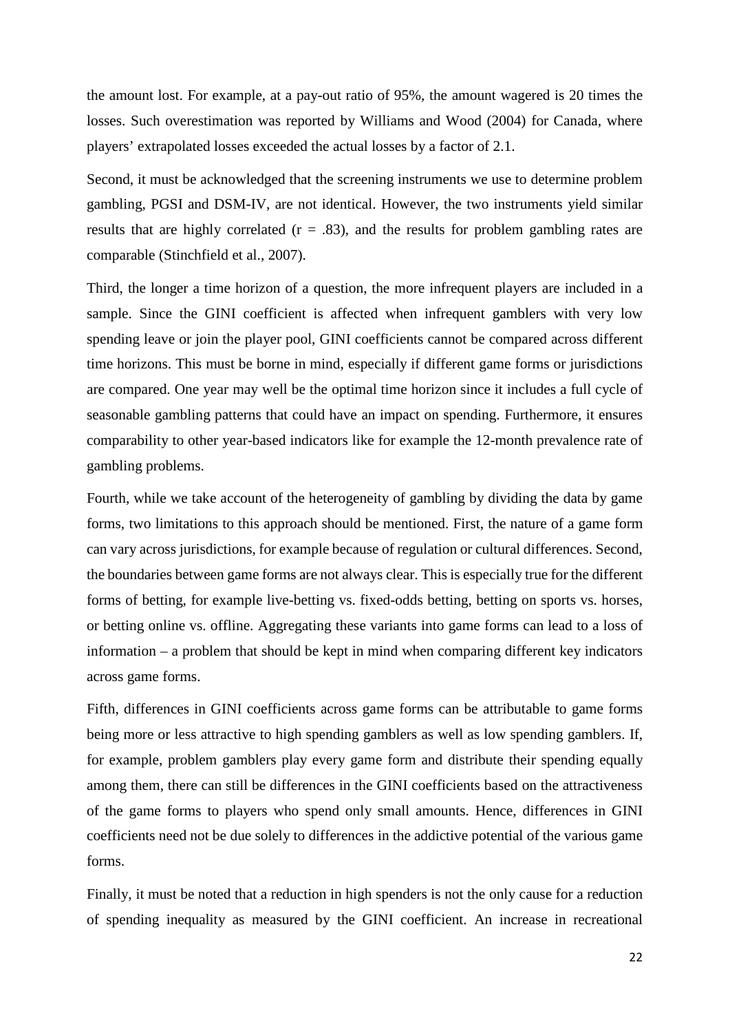the amount lost. For example, at a pay-out ratio of 95%, the amount wagered is 20 times the losses. Such overestimation was reported by Williams and Wood (2004) for Canada, where players' extrapolated losses exceeded the actual losses by a factor of 2.1.

Second, it must be acknowledged that the screening instruments we use to determine problem gambling, PGSI and DSM-IV, are not identical. However, the two instruments yield similar results that are highly correlated ($r = .83$), and the results for problem gambling rates are comparable (Stinchfield et al., 2007).

Third, the longer a time horizon of a question, the more infrequent players are included in a sample. Since the GINI coefficient is affected when infrequent gamblers with very low spending leave or join the player pool, GINI coefficients cannot be compared across different time horizons. This must be borne in mind, especially if different game forms or jurisdictions are compared. One year may well be the optimal time horizon since it includes a full cycle of seasonable gambling patterns that could have an impact on spending. Furthermore, it ensures comparability to other year-based indicators like for example the 12-month prevalence rate of gambling problems.

Fourth, while we take account of the heterogeneity of gambling by dividing the data by game forms, two limitations to this approach should be mentioned. First, the nature of a game form can vary across jurisdictions, for example because of regulation or cultural differences. Second, the boundaries between game forms are not always clear. This is especially true for the different forms of betting, for example live-betting vs. fixed-odds betting, betting on sports vs. horses, or betting online vs. offline. Aggregating these variants into game forms can lead to a loss of information – a problem that should be kept in mind when comparing different key indicators across game forms.

Fifth, differences in GINI coefficients across game forms can be attributable to game forms being more or less attractive to high spending gamblers as well as low spending gamblers. If, for example, problem gamblers play every game form and distribute their spending equally among them, there can still be differences in the GINI coefficients based on the attractiveness of the game forms to players who spend only small amounts. Hence, differences in GINI coefficients need not be due solely to differences in the addictive potential of the various game forms.

Finally, it must be noted that a reduction in high spenders is not the only cause for a reduction of spending inequality as measured by the GINI coefficient. An increase in recreational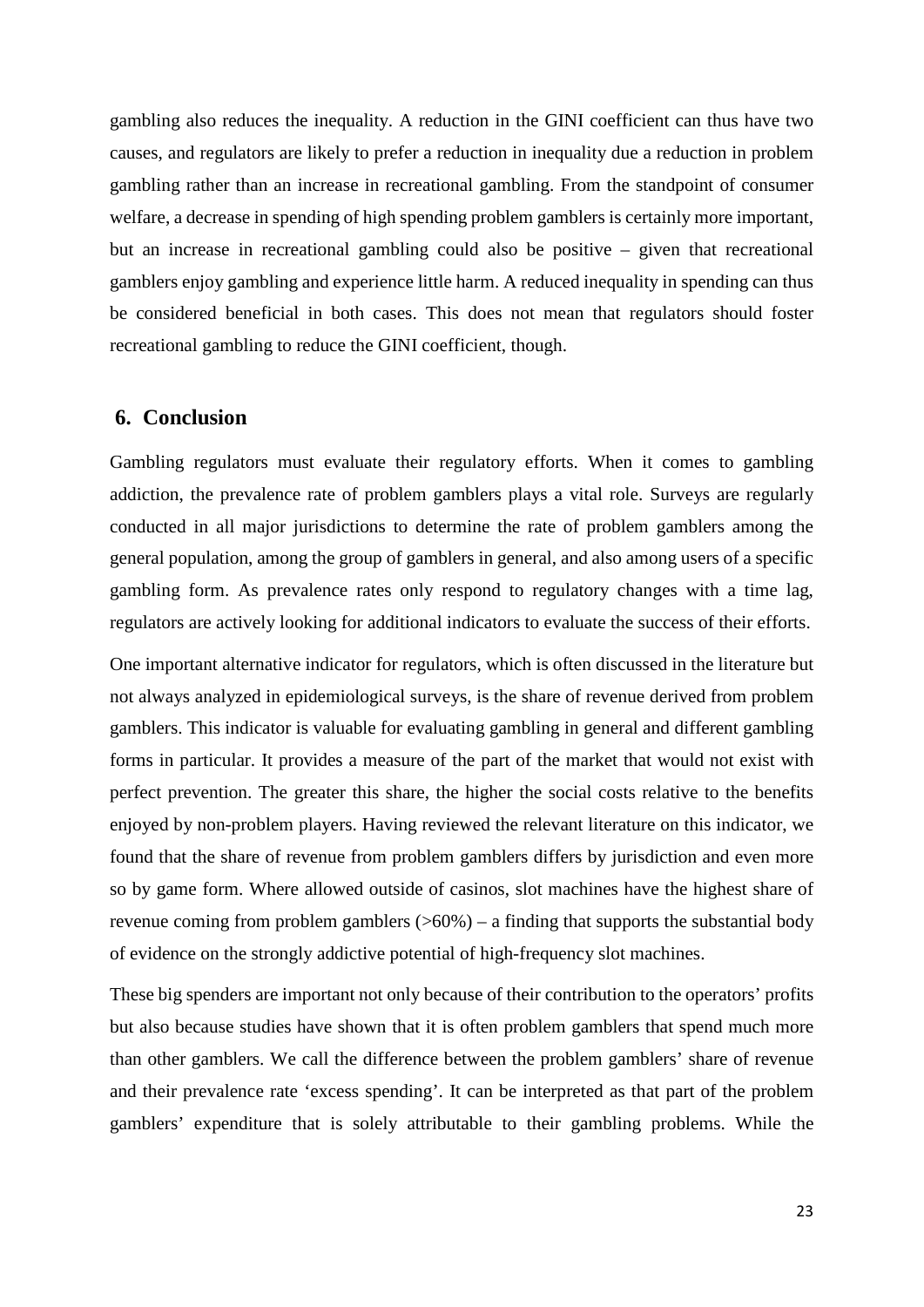gambling also reduces the inequality. A reduction in the GINI coefficient can thus have two causes, and regulators are likely to prefer a reduction in inequality due a reduction in problem gambling rather than an increase in recreational gambling. From the standpoint of consumer welfare, a decrease in spending of high spending problem gamblers is certainly more important, but an increase in recreational gambling could also be positive – given that recreational gamblers enjoy gambling and experience little harm. A reduced inequality in spending can thus be considered beneficial in both cases. This does not mean that regulators should foster recreational gambling to reduce the GINI coefficient, though.

## 6. Conclusion

Gambling regulators must evaluate their regulatory efforts. When it comes to gambling addiction, the prevalence rate of problem gamblers plays a vital role. Surveys are regularly conducted in all major jurisdictions to determine the rate of problem gamblers among the general population, among the group of gamblers in general, and also among users of a specific gambling form. As prevalence rates only respond to regulatory changes with a time lag, regulators are actively looking for additional indicators to evaluate the success of their efforts.

One important alternative indicator for regulators, which is often discussed in the literature but not always analyzed in epidemiological surveys, is the share of revenue derived from problem gamblers. This indicator is valuable for evaluating gambling in general and different gambling forms in particular. It provides a measure of the part of the market that would not exist with perfect prevention. The greater this share, the higher the social costs relative to the benefits enjoyed by non-problem players. Having reviewed the relevant literature on this indicator, we found that the share of revenue from problem gamblers differs by jurisdiction and even more so by game form. Where allowed outside of casinos, slot machines have the highest share of revenue coming from problem gamblers (>60%) – a finding that supports the substantial body of evidence on the strongly addictive potential of high-frequency slot machines.

These big spenders are important not only because of their contribution to the operators' profits but also because studies have shown that it is often problem gamblers that spend much more than other gamblers. We call the difference between the problem gamblers' share of revenue and their prevalence rate 'excess spending'. It can be interpreted as that part of the problem gamblers' expenditure that is solely attributable to their gambling problems. While the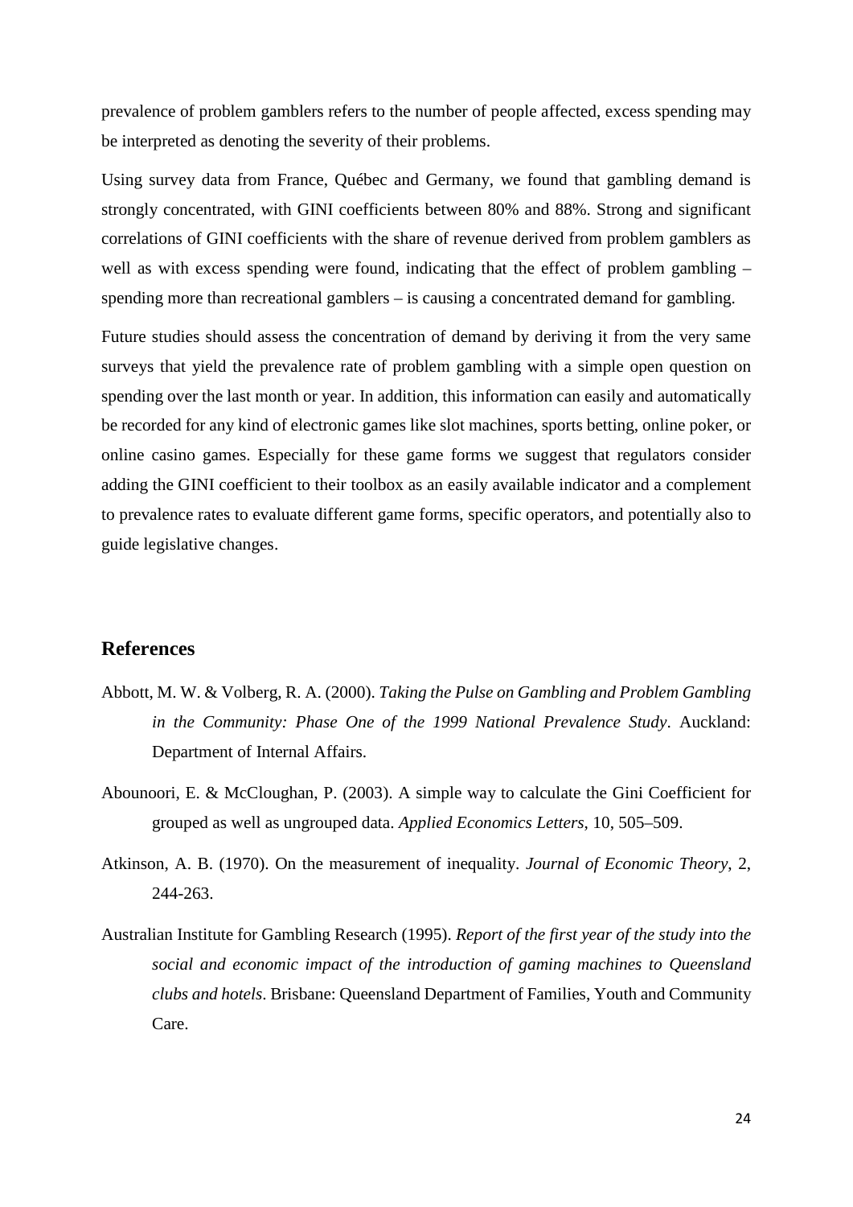prevalence of problem gamblers refers to the number of people affected, excess spending may be interpreted as denoting the severity of their problems.

Using survey data from France, Québec and Germany, we found that gambling demand is strongly concentrated, with GINI coefficients between 80% and 88%. Strong and significant correlations of GINI coefficients with the share of revenue derived from problem gamblers as well as with excess spending were found, indicating that the effect of problem gambling – spending more than recreational gamblers – is causing a concentrated demand for gambling.

Future studies should assess the concentration of demand by deriving it from the very same surveys that yield the prevalence rate of problem gambling with a simple open question on spending over the last month or year. In addition, this information can easily and automatically be recorded for any kind of electronic games like slot machines, sports betting, online poker, or online casino games. Especially for these game forms we suggest that regulators consider adding the GINI coefficient to their toolbox as an easily available indicator and a complement to prevalence rates to evaluate different game forms, specific operators, and potentially also to guide legislative changes.

## References

Abbott, M. W. & Volberg, R. A. (2000). *Taking the Pulse on Gambling and Problem Gambling in the Community: Phase One of the 1999 National Prevalence Study*. Auckland: Department of Internal Affairs.

Abounoori, E. & McCloughan, P. (2003). A simple way to calculate the Gini Coefficient for grouped as well as ungrouped data. *Applied Economics Letters*, 10, 505–509.

Atkinson, A. B. (1970). On the measurement of inequality. *Journal of Economic Theory*, 2, 244-263.

Australian Institute for Gambling Research (1995). *Report of the first year of the study into the social and economic impact of the introduction of gaming machines to Queensland clubs and hotels*. Brisbane: Queensland Department of Families, Youth and Community Care.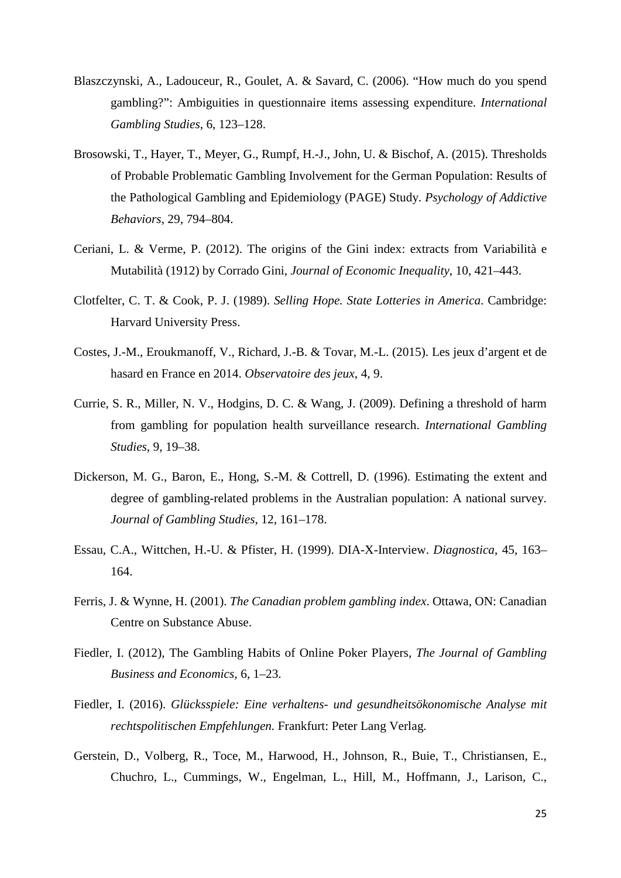Blaszczynski, A., Ladouceur, R., Goulet, A. & Savard, C. (2006). "How much do you spend gambling?": Ambiguities in questionnaire items assessing expenditure. *International Gambling Studies*, 6, 123–128.

Brosowski, T., Hayer, T., Meyer, G., Rumpf, H.-J., John, U. & Bischof, A. (2015). Thresholds of Probable Problematic Gambling Involvement for the German Population: Results of the Pathological Gambling and Epidemiology (PAGE) Study. *Psychology of Addictive Behaviors*, 29, 794–804.

Ceriani, L. & Verme, P. (2012). The origins of the Gini index: extracts from Variabilità e Mutabilità (1912) by Corrado Gini, *Journal of Economic Inequality*, 10, 421–443.

Clotfelter, C. T. & Cook, P. J. (1989). *Selling Hope. State Lotteries in America*. Cambridge: Harvard University Press.

Costes, J.-M., Eroukmanoff, V., Richard, J.-B. & Tovar, M.-L. (2015). Les jeux d'argent et de hasard en France en 2014. *Observatoire des jeux*, 4, 9.

Currie, S. R., Miller, N. V., Hodgins, D. C. & Wang, J. (2009). Defining a threshold of harm from gambling for population health surveillance research. *International Gambling Studies*, 9, 19–38.

Dickerson, M. G., Baron, E., Hong, S.-M. & Cottrell, D. (1996). Estimating the extent and degree of gambling-related problems in the Australian population: A national survey. *Journal of Gambling Studies*, 12, 161–178.

Essau, C.A., Wittchen, H.-U. & Pfister, H. (1999). DIA-X-Interview. *Diagnostica*, 45, 163–164.

Ferris, J. & Wynne, H. (2001). *The Canadian problem gambling index*. Ottawa, ON: Canadian Centre on Substance Abuse.

Fiedler, I. (2012), The Gambling Habits of Online Poker Players, *The Journal of Gambling Business and Economics*, 6, 1–23.

Fiedler, I. (2016). *Glücksspiele: Eine verhaltens- und gesundheitsökonomische Analyse mit rechtspolitischen Empfehlungen.* Frankfurt: Peter Lang Verlag.

Gerstein, D., Volberg, R., Toce, M., Harwood, H., Johnson, R., Buie, T., Christiansen, E., Chuchro, L., Cummings, W., Engelman, L., Hill, M., Hoffmann, J., Larison, C.,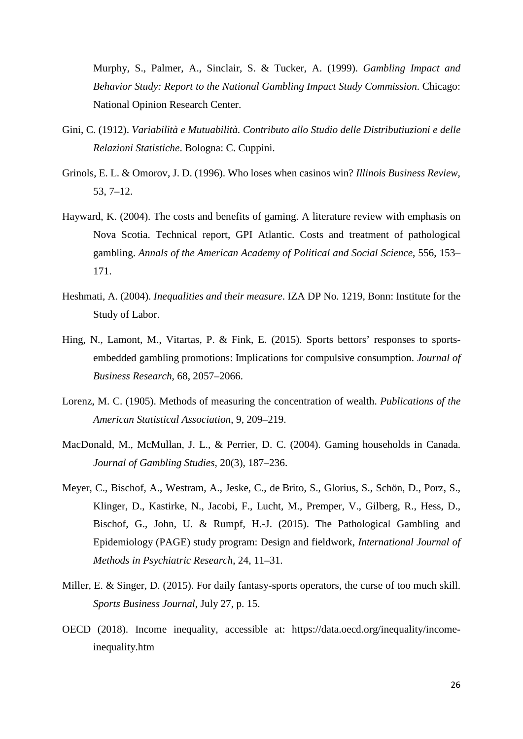Murphy, S., Palmer, A., Sinclair, S. & Tucker, A. (1999). *Gambling Impact and Behavior Study: Report to the National Gambling Impact Study Commission*. Chicago: National Opinion Research Center.

Gini, C. (1912). *Variabilità e Mutuabilità. Contributo allo Studio delle Distributiuzioni e delle Relazioni Statistiche*. Bologna: C. Cuppini.

Grinols, E. L. & Omorov, J. D. (1996). Who loses when casinos win? *Illinois Business Review*, 53, 7–12.

Hayward, K. (2004). The costs and benefits of gaming. A literature review with emphasis on Nova Scotia. Technical report, GPI Atlantic. Costs and treatment of pathological gambling. *Annals of the American Academy of Political and Social Science*, 556, 153–171.

Heshmati, A. (2004). *Inequalities and their measure*. IZA DP No. 1219, Bonn: Institute for the Study of Labor.

Hing, N., Lamont, M., Vitartas, P. & Fink, E. (2015). Sports bettors' responses to sports-embedded gambling promotions: Implications for compulsive consumption. *Journal of Business Research*, 68, 2057–2066.

Lorenz, M. C. (1905). Methods of measuring the concentration of wealth. *Publications of the American Statistical Association*, 9, 209–219.

MacDonald, M., McMullan, J. L., & Perrier, D. C. (2004). Gaming households in Canada. *Journal of Gambling Studies*, 20(3), 187–236.

Meyer, C., Bischof, A., Westram, A., Jeske, C., de Brito, S., Glorius, S., Schön, D., Porz, S., Klinger, D., Kastirke, N., Jacobi, F., Lucht, M., Premper, V., Gilberg, R., Hess, D., Bischof, G., John, U. & Rumpf, H.-J. (2015). The Pathological Gambling and Epidemiology (PAGE) study program: Design and fieldwork, *International Journal of Methods in Psychiatric Research*, 24, 11–31.

Miller, E. & Singer, D. (2015). For daily fantasy-sports operators, the curse of too much skill. *Sports Business Journal*, July 27, p. 15.

OECD (2018). Income inequality, accessible at: https://data.oecd.org/inequality/income-inequality.htm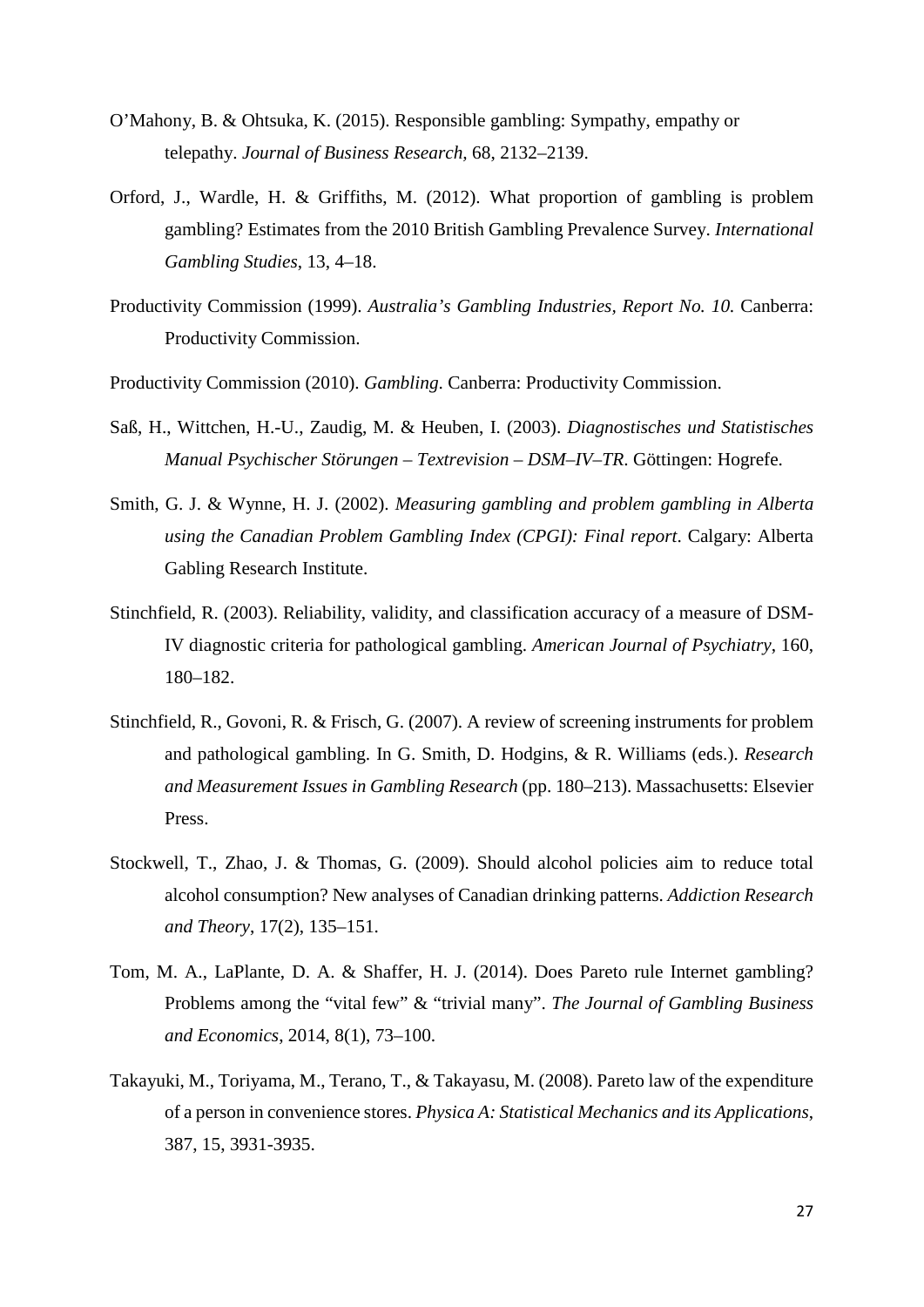O'Mahony, B. & Ohtsuka, K. (2015). Responsible gambling: Sympathy, empathy or telepathy. *Journal of Business Research,* 68, 2132–2139.

Orford, J., Wardle, H. & Griffiths, M. (2012). What proportion of gambling is problem gambling? Estimates from the 2010 British Gambling Prevalence Survey. *International Gambling Studies*, 13, 4–18.

Productivity Commission (1999). *Australia's Gambling Industries, Report No. 10.* Canberra: Productivity Commission.

Productivity Commission (2010). *Gambling*. Canberra: Productivity Commission.

Saß, H., Wittchen, H.-U., Zaudig, M. & Heuben, I. (2003). *Diagnostisches und Statistisches Manual Psychischer Störungen – Textrevision – DSM–IV–TR*. Göttingen: Hogrefe.

Smith, G. J. & Wynne, H. J. (2002). *Measuring gambling and problem gambling in Alberta using the Canadian Problem Gambling Index (CPGI): Final report*. Calgary: Alberta Gabling Research Institute.

Stinchfield, R. (2003). Reliability, validity, and classification accuracy of a measure of DSM-IV diagnostic criteria for pathological gambling. *American Journal of Psychiatry*, 160, 180–182.

Stinchfield, R., Govoni, R. & Frisch, G. (2007). A review of screening instruments for problem and pathological gambling. In G. Smith, D. Hodgins, & R. Williams (eds.). *Research and Measurement Issues in Gambling Research* (pp. 180–213). Massachusetts: Elsevier Press.

Stockwell, T., Zhao, J. & Thomas, G. (2009). Should alcohol policies aim to reduce total alcohol consumption? New analyses of Canadian drinking patterns. *Addiction Research and Theory*, 17(2), 135–151.

Tom, M. A., LaPlante, D. A. & Shaffer, H. J. (2014). Does Pareto rule Internet gambling? Problems among the "vital few" & "trivial many". *The Journal of Gambling Business and Economics*, 2014, 8(1), 73–100.

Takayuki, M., Toriyama, M., Terano, T., & Takayasu, M. (2008). Pareto law of the expenditure of a person in convenience stores. *Physica A: Statistical Mechanics and its Applications*, 387, 15, 3931-3935.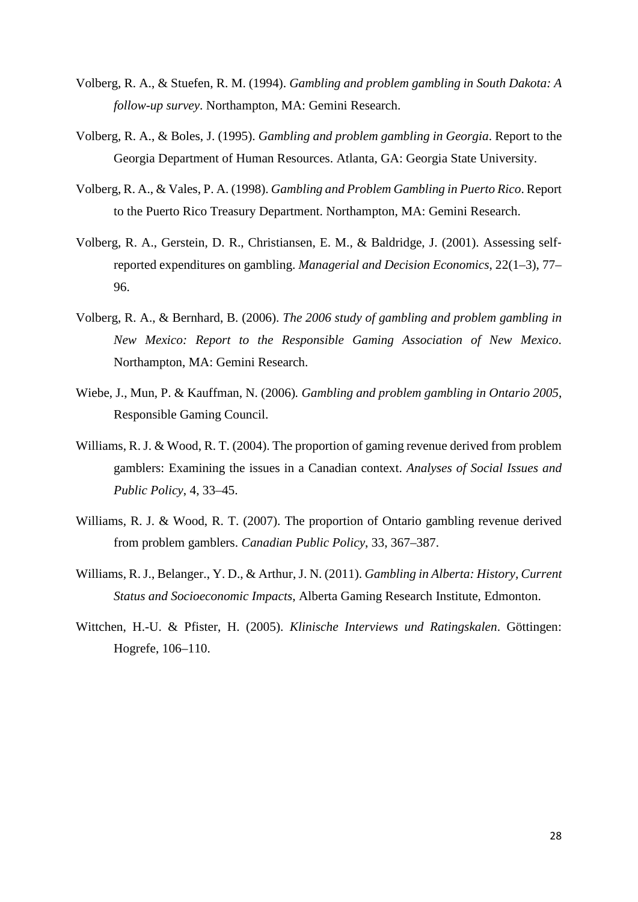Volberg, R. A., & Stuefen, R. M. (1994). *Gambling and problem gambling in South Dakota: A follow-up survey*. Northampton, MA: Gemini Research.

Volberg, R. A., & Boles, J. (1995). *Gambling and problem gambling in Georgia*. Report to the Georgia Department of Human Resources. Atlanta, GA: Georgia State University.

Volberg, R. A., & Vales, P. A. (1998). *Gambling and Problem Gambling in Puerto Rico*. Report to the Puerto Rico Treasury Department. Northampton, MA: Gemini Research.

Volberg, R. A., Gerstein, D. R., Christiansen, E. M., & Baldridge, J. (2001). Assessing self-reported expenditures on gambling. *Managerial and Decision Economics*, 22(1–3), 77–96.

Volberg, R. A., & Bernhard, B. (2006). *The 2006 study of gambling and problem gambling in New Mexico: Report to the Responsible Gaming Association of New Mexico*. Northampton, MA: Gemini Research.

Wiebe, J., Mun, P. & Kauffman, N. (2006). *Gambling and problem gambling in Ontario 2005*, Responsible Gaming Council.

Williams, R. J. & Wood, R. T. (2004). The proportion of gaming revenue derived from problem gamblers: Examining the issues in a Canadian context. *Analyses of Social Issues and Public Policy*, 4, 33–45.

Williams, R. J. & Wood, R. T. (2007). The proportion of Ontario gambling revenue derived from problem gamblers. *Canadian Public Policy*, 33, 367–387.

Williams, R. J., Belanger., Y. D., & Arthur, J. N. (2011). *Gambling in Alberta: History, Current Status and Socioeconomic Impacts*, Alberta Gaming Research Institute, Edmonton.

Wittchen, H.-U. & Pfister, H. (2005). *Klinische Interviews und Ratingskalen*. Göttingen: Hogrefe, 106–110.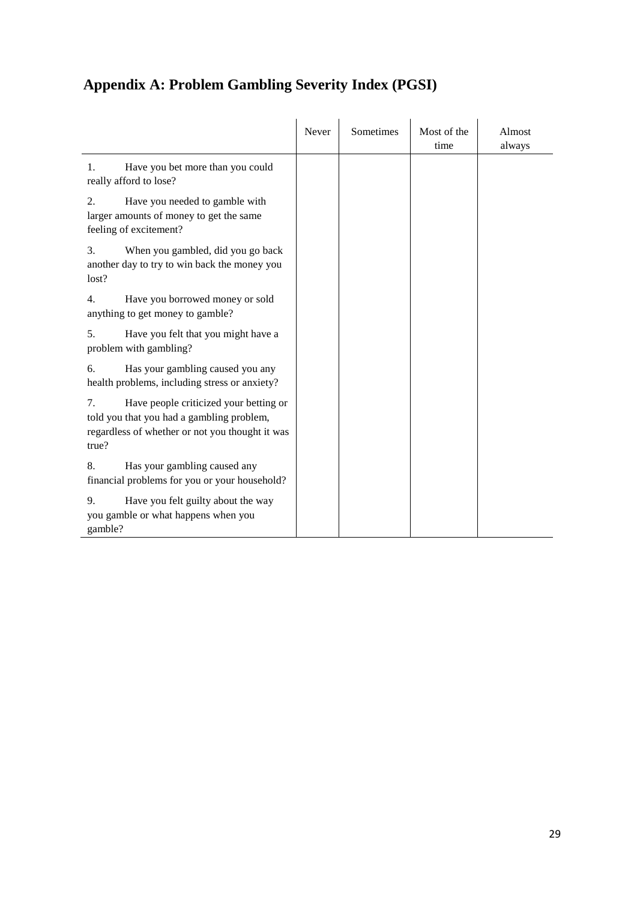# Appendix A: Problem Gambling Severity Index (PGSI)

| | Never | Sometimes | Most of the time | Almost always |
|---|---|---|---|---|
| 1. Have you bet more than you could really afford to lose? | | | | |
| 2. Have you needed to gamble with larger amounts of money to get the same feeling of excitement? | | | | |
| 3. When you gambled, did you go back another day to try to win back the money you lost? | | | | |
| 4. Have you borrowed money or sold anything to get money to gamble? | | | | |
| 5. Have you felt that you might have a problem with gambling? | | | | |
| 6. Has your gambling caused you any health problems, including stress or anxiety? | | | | |
| 7. Have people criticized your betting or told you that you had a gambling problem, regardless of whether or not you thought it was true? | | | | |
| 8. Has your gambling caused any financial problems for you or your household? | | | | |
| 9. Have you felt guilty about the way you gamble or what happens when you gamble? | | | | |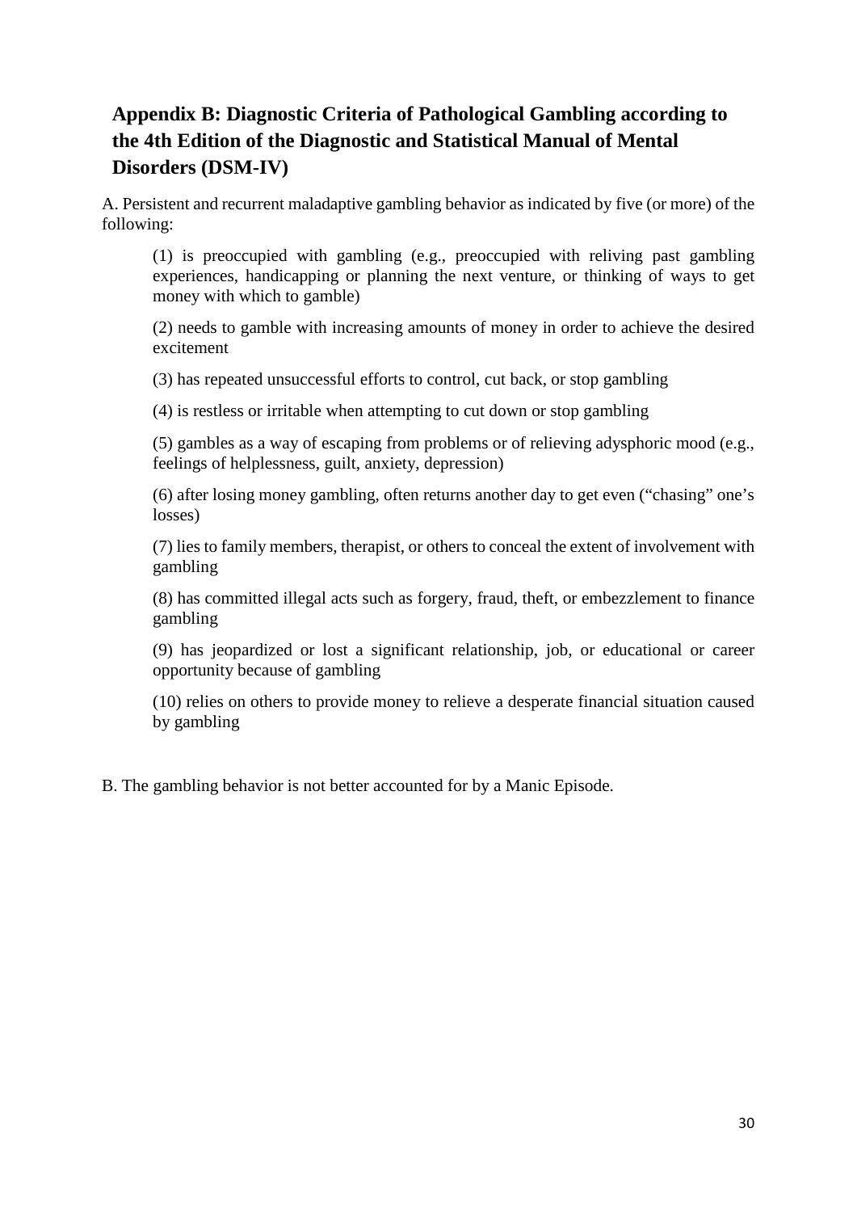## Appendix B: Diagnostic Criteria of Pathological Gambling according to the 4th Edition of the Diagnostic and Statistical Manual of Mental Disorders (DSM-IV)

A. Persistent and recurrent maladaptive gambling behavior as indicated by five (or more) of the following:

(1) is preoccupied with gambling (e.g., preoccupied with reliving past gambling experiences, handicapping or planning the next venture, or thinking of ways to get money with which to gamble)

(2) needs to gamble with increasing amounts of money in order to achieve the desired excitement

(3) has repeated unsuccessful efforts to control, cut back, or stop gambling

(4) is restless or irritable when attempting to cut down or stop gambling

(5) gambles as a way of escaping from problems or of relieving adysphoric mood (e.g., feelings of helplessness, guilt, anxiety, depression)

(6) after losing money gambling, often returns another day to get even ("chasing" one's losses)

(7) lies to family members, therapist, or others to conceal the extent of involvement with gambling

(8) has committed illegal acts such as forgery, fraud, theft, or embezzlement to finance gambling

(9) has jeopardized or lost a significant relationship, job, or educational or career opportunity because of gambling

(10) relies on others to provide money to relieve a desperate financial situation caused by gambling

B. The gambling behavior is not better accounted for by a Manic Episode.